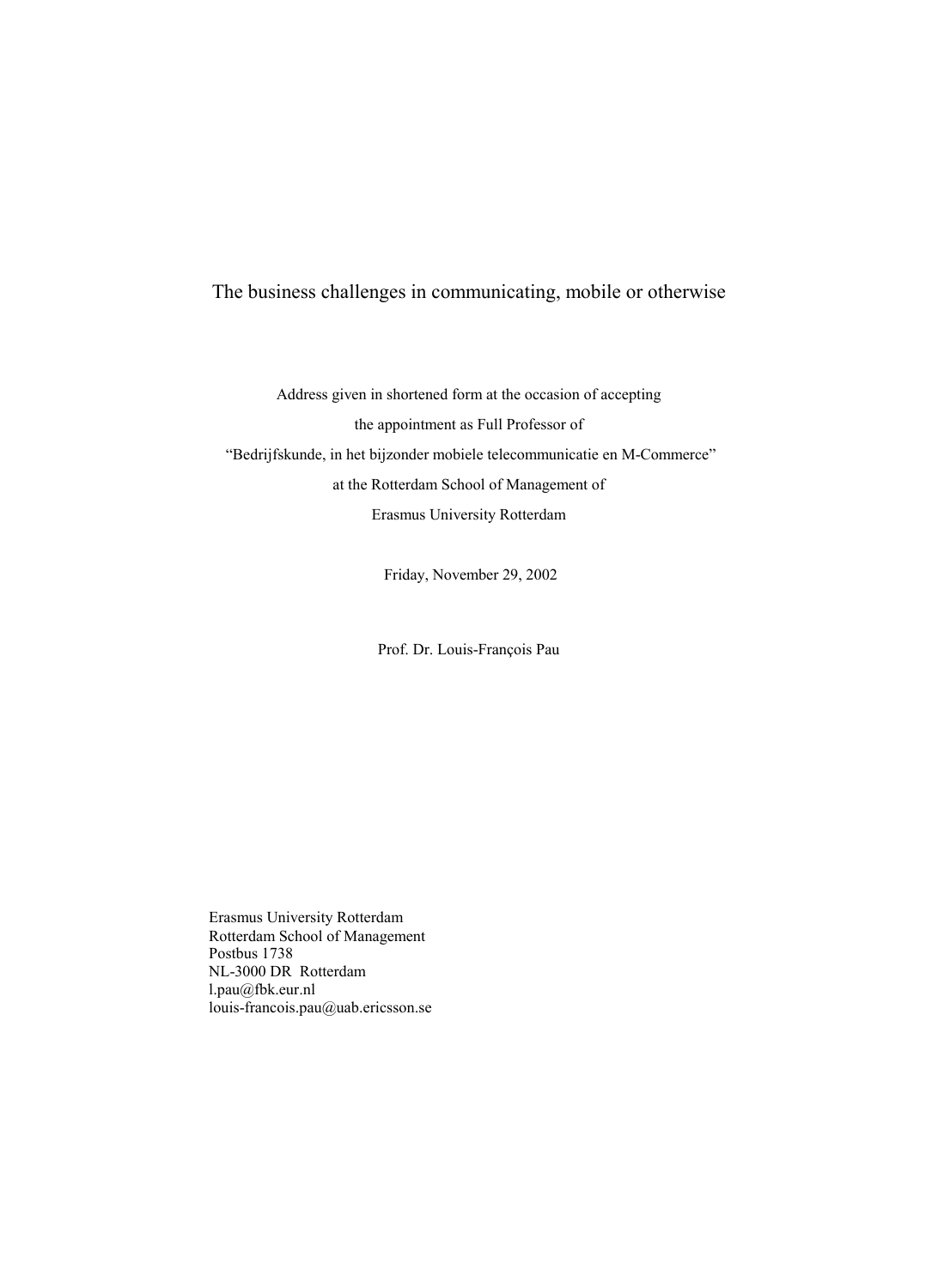# The business challenges in communicating, mobile or otherwise

Address given in shortened form at the occasion of accepting

the appointment as Full Professor of

"Bedrijfskunde, in het bijzonder mobiele telecommunicatie en M-Commerce"

at the Rotterdam School of Management of

Erasmus University Rotterdam

Friday, November 29, 2002

Prof. Dr. Louis-François Pau

Erasmus University Rotterdam
Rotterdam School of Management
Postbus 1738
NL-3000 DR Rotterdam
l.pau@fbk.eur.nl
louis-francois.pau@uab.ericsson.se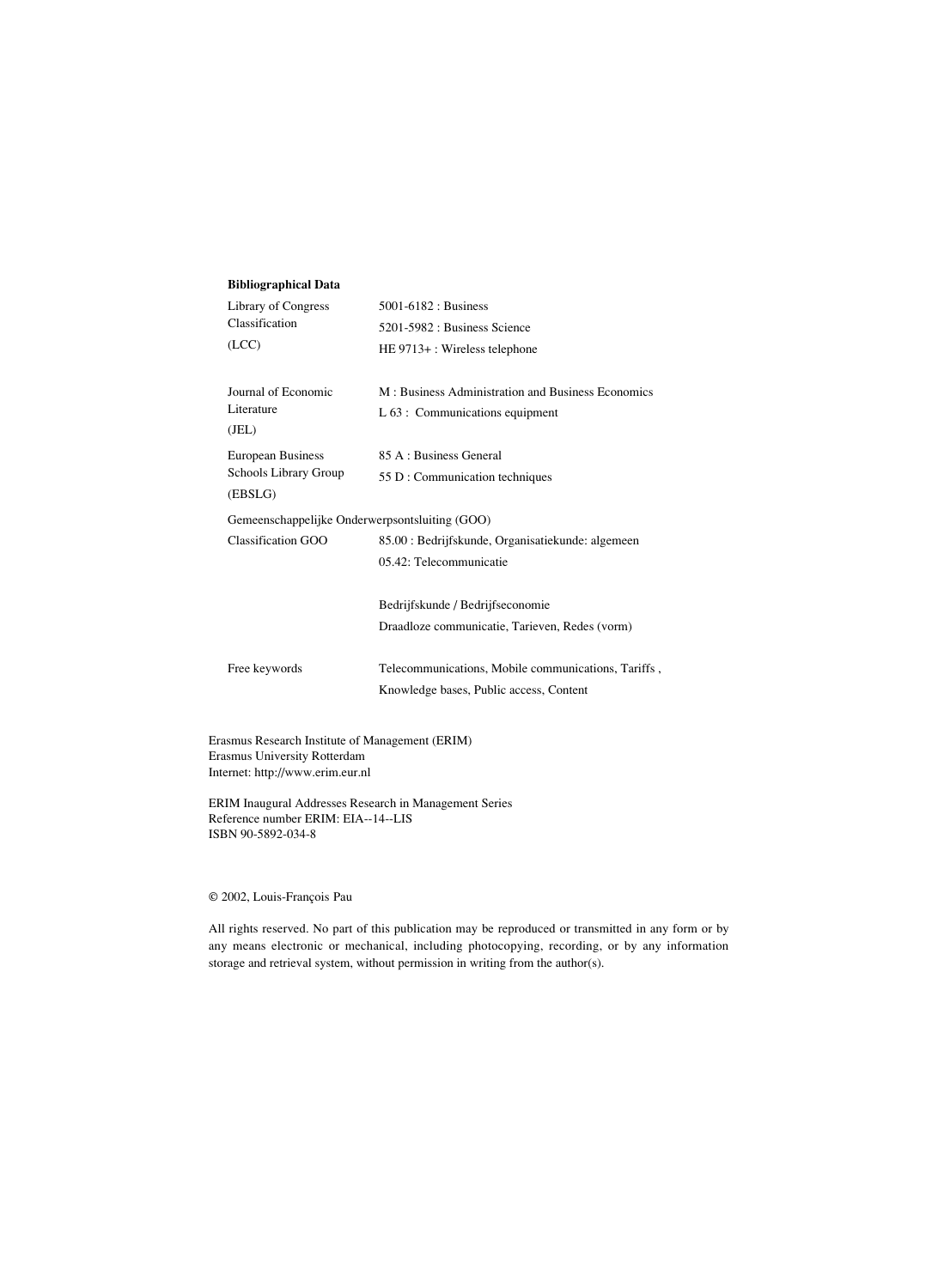**Bibliographical Data**

| | |
|---|---|
| Library of Congress Classification (LCC) | 5001-6182 : Business<br>5201-5982 : Business Science<br>HE 9713+ : Wireless telephone |
| Journal of Economic Literature (JEL) | M : Business Administration and Business Economics<br>L 63 : Communications equipment |
| European Business Schools Library Group (EBSLG) | 85 A : Business General<br>55 D : Communication techniques |
| Gemeenschappelijke Onderwerpsontsluiting (GOO) | |
| Classification GOO | 85.00 : Bedrijfskunde, Organisatiekunde: algemeen<br>05.42: Telecommunicatie |
| | Bedrijfskunde / Bedrijfseconomie<br>Draadloze communicatie, Tarieven, Redes (vorm) |
| Free keywords | Telecommunications, Mobile communications, Tariffs ,<br>Knowledge bases, Public access, Content |

Erasmus Research Institute of Management (ERIM)
Erasmus University Rotterdam
Internet: http://www.erim.eur.nl

ERIM Inaugural Addresses Research in Management Series
Reference number ERIM: EIA--14--LIS
ISBN 90-5892-034-8

© 2002, Louis-François Pau

All rights reserved. No part of this publication may be reproduced or transmitted in any form or by any means electronic or mechanical, including photocopying, recording, or by any information storage and retrieval system, without permission in writing from the author(s).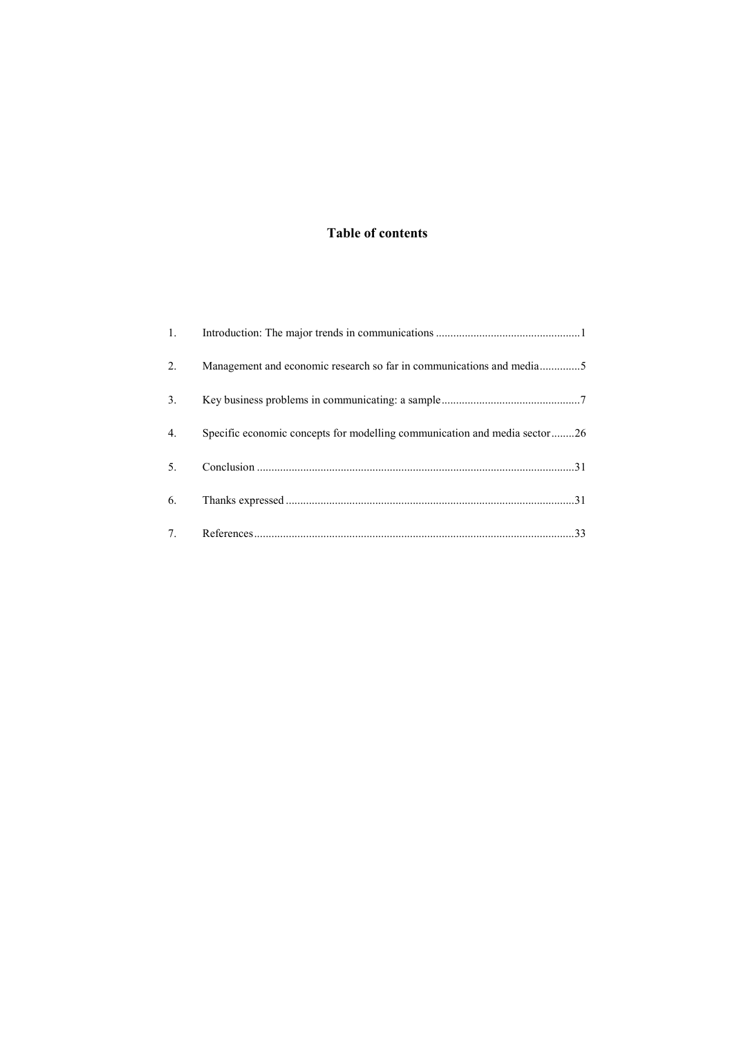## Table of contents

1. Introduction: The major trends in communications ..................................................1
2. Management and economic research so far in communications and media..............5
3. Key business problems in communicating: a sample................................................7
4. Specific economic concepts for modelling communication and media sector........26
5. Conclusion ............................................................................................................31
6. Thanks expressed ...................................................................................................31
7. References..............................................................................................................33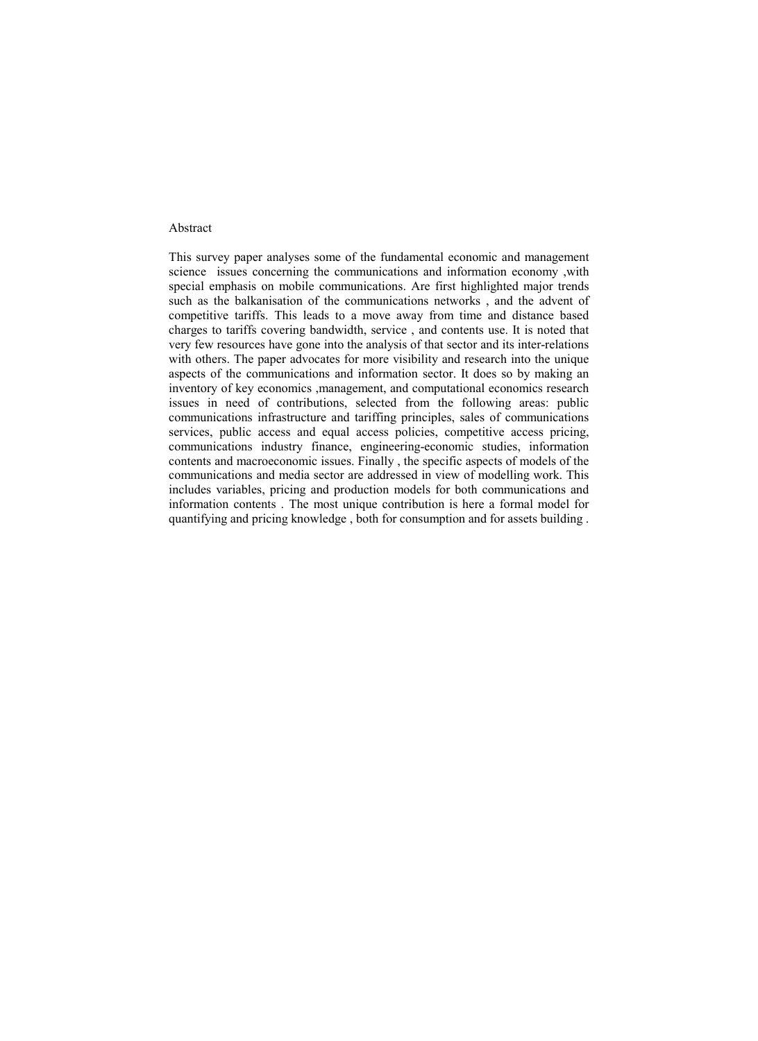Abstract

This survey paper analyses some of the fundamental economic and management science issues concerning the communications and information economy ,with special emphasis on mobile communications. Are first highlighted major trends such as the balkanisation of the communications networks , and the advent of competitive tariffs. This leads to a move away from time and distance based charges to tariffs covering bandwidth, service , and contents use. It is noted that very few resources have gone into the analysis of that sector and its inter-relations with others. The paper advocates for more visibility and research into the unique aspects of the communications and information sector. It does so by making an inventory of key economics ,management, and computational economics research issues in need of contributions, selected from the following areas: public communications infrastructure and tariffing principles, sales of communications services, public access and equal access policies, competitive access pricing, communications industry finance, engineering-economic studies, information contents and macroeconomic issues. Finally , the specific aspects of models of the communications and media sector are addressed in view of modelling work. This includes variables, pricing and production models for both communications and information contents . The most unique contribution is here a formal model for quantifying and pricing knowledge , both for consumption and for assets building .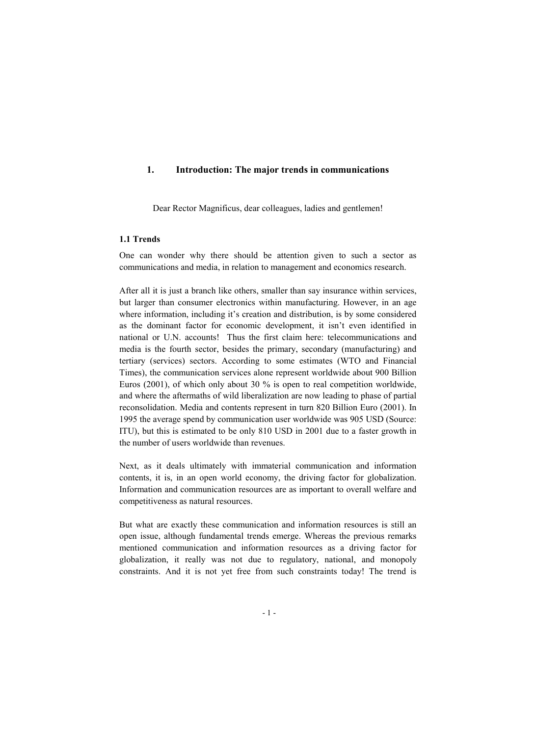# 1. Introduction: The major trends in communications

Dear Rector Magnificus, dear colleagues, ladies and gentlemen!

### 1.1 Trends

One can wonder why there should be attention given to such a sector as communications and media, in relation to management and economics research.

After all it is just a branch like others, smaller than say insurance within services, but larger than consumer electronics within manufacturing. However, in an age where information, including it's creation and distribution, is by some considered as the dominant factor for economic development, it isn't even identified in national or U.N. accounts! Thus the first claim here: telecommunications and media is the fourth sector, besides the primary, secondary (manufacturing) and tertiary (services) sectors. According to some estimates (WTO and Financial Times), the communication services alone represent worldwide about 900 Billion Euros (2001), of which only about 30 % is open to real competition worldwide, and where the aftermaths of wild liberalization are now leading to phase of partial reconsolidation. Media and contents represent in turn 820 Billion Euro (2001). In 1995 the average spend by communication user worldwide was 905 USD (Source: ITU), but this is estimated to be only 810 USD in 2001 due to a faster growth in the number of users worldwide than revenues.

Next, as it deals ultimately with immaterial communication and information contents, it is, in an open world economy, the driving factor for globalization. Information and communication resources are as important to overall welfare and competitiveness as natural resources.

But what are exactly these communication and information resources is still an open issue, although fundamental trends emerge. Whereas the previous remarks mentioned communication and information resources as a driving factor for globalization, it really was not due to regulatory, national, and monopoly constraints. And it is not yet free from such constraints today! The trend is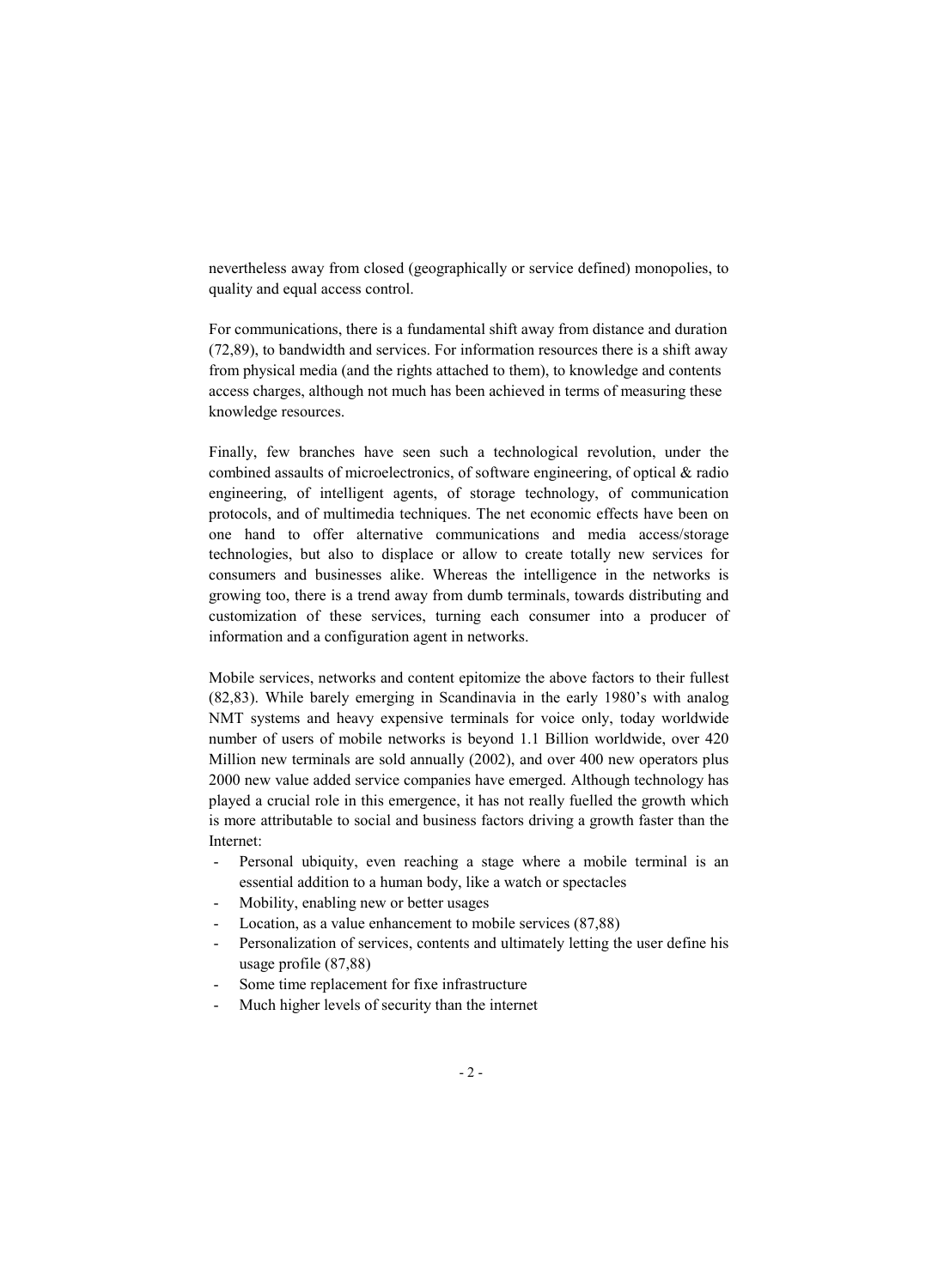nevertheless away from closed (geographically or service defined) monopolies, to quality and equal access control.

For communications, there is a fundamental shift away from distance and duration (72,89), to bandwidth and services. For information resources there is a shift away from physical media (and the rights attached to them), to knowledge and contents access charges, although not much has been achieved in terms of measuring these knowledge resources.

Finally, few branches have seen such a technological revolution, under the combined assaults of microelectronics, of software engineering, of optical & radio engineering, of intelligent agents, of storage technology, of communication protocols, and of multimedia techniques. The net economic effects have been on one hand to offer alternative communications and media access/storage technologies, but also to displace or allow to create totally new services for consumers and businesses alike. Whereas the intelligence in the networks is growing too, there is a trend away from dumb terminals, towards distributing and customization of these services, turning each consumer into a producer of information and a configuration agent in networks.

Mobile services, networks and content epitomize the above factors to their fullest (82,83). While barely emerging in Scandinavia in the early 1980's with analog NMT systems and heavy expensive terminals for voice only, today worldwide number of users of mobile networks is beyond 1.1 Billion worldwide, over 420 Million new terminals are sold annually (2002), and over 400 new operators plus 2000 new value added service companies have emerged. Although technology has played a crucial role in this emergence, it has not really fuelled the growth which is more attributable to social and business factors driving a growth faster than the Internet:

- Personal ubiquity, even reaching a stage where a mobile terminal is an essential addition to a human body, like a watch or spectacles
- Mobility, enabling new or better usages
- Location, as a value enhancement to mobile services (87,88)
- Personalization of services, contents and ultimately letting the user define his usage profile (87,88)
- Some time replacement for fixe infrastructure
- Much higher levels of security than the internet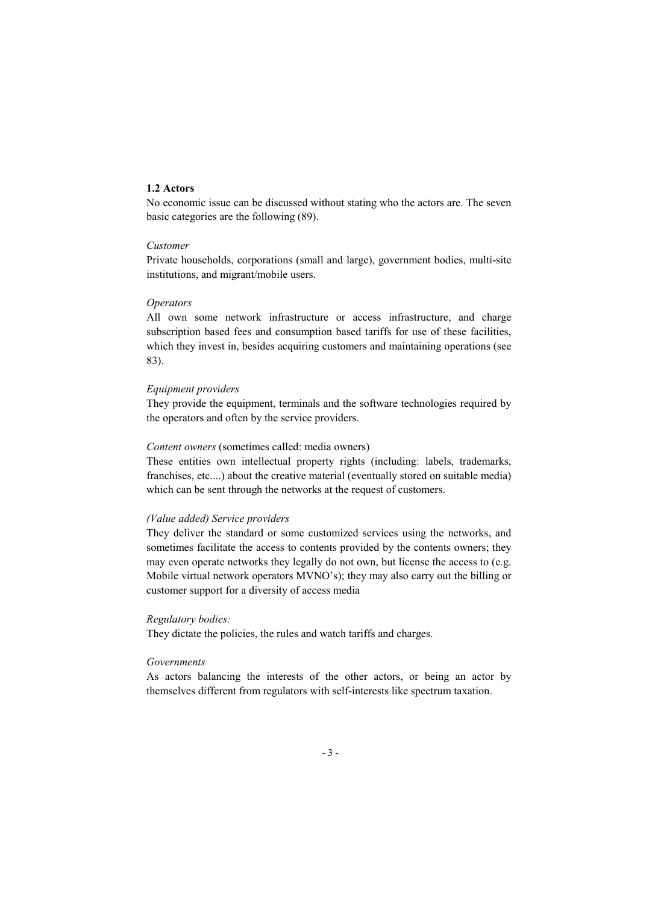### 1.2 Actors

No economic issue can be discussed without stating who the actors are. The seven basic categories are the following (89).

*Customer*

Private households, corporations (small and large), government bodies, multi-site institutions, and migrant/mobile users.

*Operators*

All own some network infrastructure or access infrastructure, and charge subscription based fees and consumption based tariffs for use of these facilities, which they invest in, besides acquiring customers and maintaining operations (see 83).

*Equipment providers*

They provide the equipment, terminals and the software technologies required by the operators and often by the service providers.

*Content owners* (sometimes called: media owners)

These entities own intellectual property rights (including: labels, trademarks, franchises, etc....) about the creative material (eventually stored on suitable media) which can be sent through the networks at the request of customers.

*(Value added) Service providers*

They deliver the standard or some customized services using the networks, and sometimes facilitate the access to contents provided by the contents owners; they may even operate networks they legally do not own, but license the access to (e.g. Mobile virtual network operators MVNO's); they may also carry out the billing or customer support for a diversity of access media

*Regulatory bodies:*

They dictate the policies, the rules and watch tariffs and charges.

*Governments*

As actors balancing the interests of the other actors, or being an actor by themselves different from regulators with self-interests like spectrum taxation.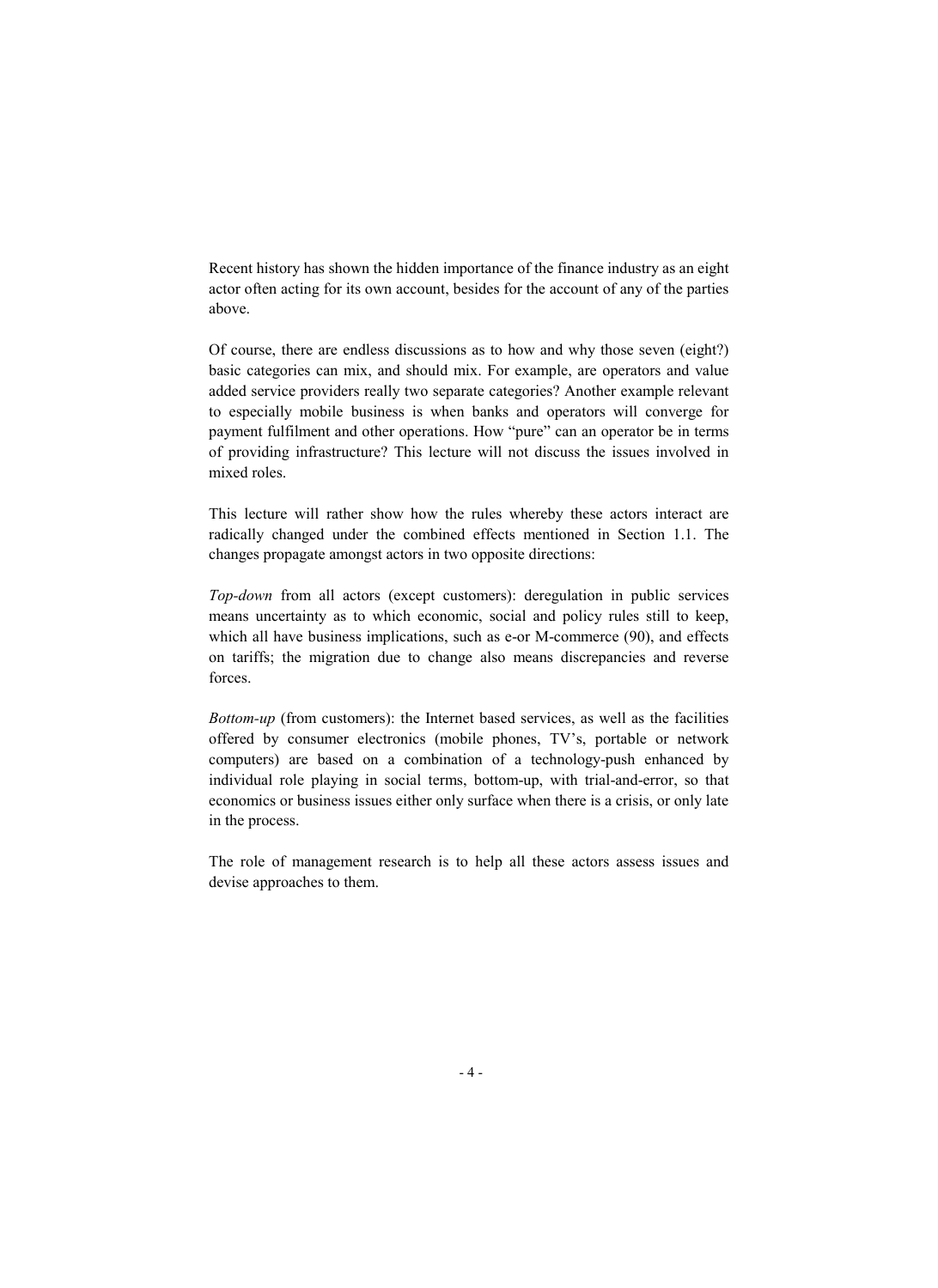Recent history has shown the hidden importance of the finance industry as an eight actor often acting for its own account, besides for the account of any of the parties above.

Of course, there are endless discussions as to how and why those seven (eight?) basic categories can mix, and should mix. For example, are operators and value added service providers really two separate categories? Another example relevant to especially mobile business is when banks and operators will converge for payment fulfilment and other operations. How "pure" can an operator be in terms of providing infrastructure? This lecture will not discuss the issues involved in mixed roles.

This lecture will rather show how the rules whereby these actors interact are radically changed under the combined effects mentioned in Section 1.1. The changes propagate amongst actors in two opposite directions:

*Top-down* from all actors (except customers): deregulation in public services means uncertainty as to which economic, social and policy rules still to keep, which all have business implications, such as e-or M-commerce (90), and effects on tariffs; the migration due to change also means discrepancies and reverse forces.

*Bottom-up* (from customers): the Internet based services, as well as the facilities offered by consumer electronics (mobile phones, TV's, portable or network computers) are based on a combination of a technology-push enhanced by individual role playing in social terms, bottom-up, with trial-and-error, so that economics or business issues either only surface when there is a crisis, or only late in the process.

The role of management research is to help all these actors assess issues and devise approaches to them.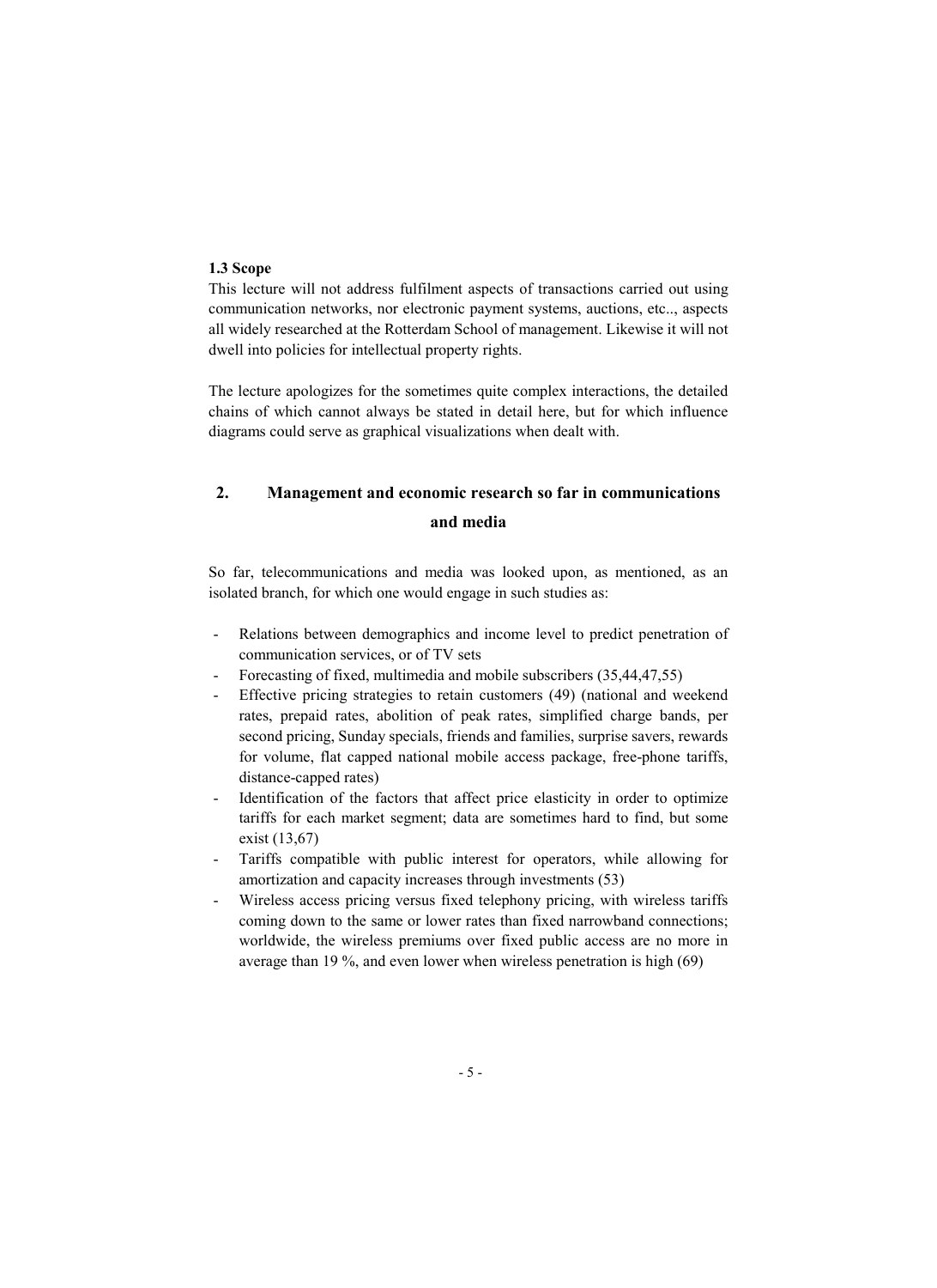### 1.3 Scope

This lecture will not address fulfilment aspects of transactions carried out using communication networks, nor electronic payment systems, auctions, etc.., aspects all widely researched at the Rotterdam School of management. Likewise it will not dwell into policies for intellectual property rights.

The lecture apologizes for the sometimes quite complex interactions, the detailed chains of which cannot always be stated in detail here, but for which influence diagrams could serve as graphical visualizations when dealt with.

## 2. Management and economic research so far in communications and media

So far, telecommunications and media was looked upon, as mentioned, as an isolated branch, for which one would engage in such studies as:

- Relations between demographics and income level to predict penetration of communication services, or of TV sets
- Forecasting of fixed, multimedia and mobile subscribers (35,44,47,55)
- Effective pricing strategies to retain customers (49) (national and weekend rates, prepaid rates, abolition of peak rates, simplified charge bands, per second pricing, Sunday specials, friends and families, surprise savers, rewards for volume, flat capped national mobile access package, free-phone tariffs, distance-capped rates)
- Identification of the factors that affect price elasticity in order to optimize tariffs for each market segment; data are sometimes hard to find, but some exist (13,67)
- Tariffs compatible with public interest for operators, while allowing for amortization and capacity increases through investments (53)
- Wireless access pricing versus fixed telephony pricing, with wireless tariffs coming down to the same or lower rates than fixed narrowband connections; worldwide, the wireless premiums over fixed public access are no more in average than 19 %, and even lower when wireless penetration is high (69)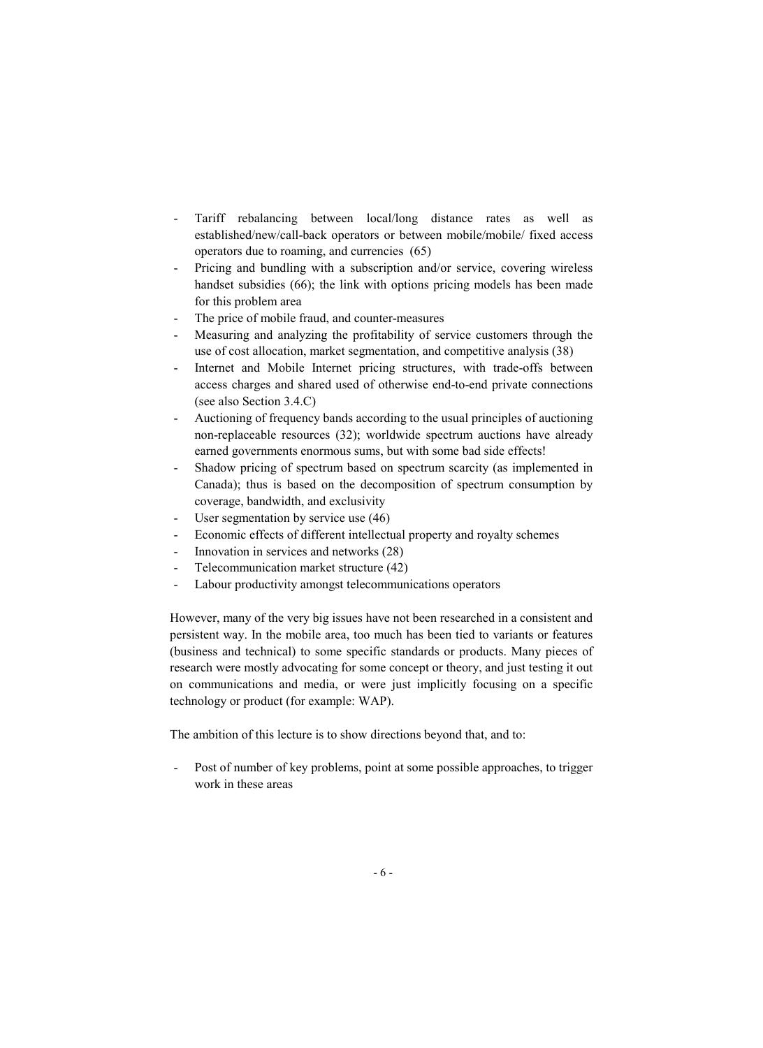- Tariff rebalancing between local/long distance rates as well as established/new/call-back operators or between mobile/mobile/ fixed access operators due to roaming, and currencies (65)
- Pricing and bundling with a subscription and/or service, covering wireless handset subsidies (66); the link with options pricing models has been made for this problem area
- The price of mobile fraud, and counter-measures
- Measuring and analyzing the profitability of service customers through the use of cost allocation, market segmentation, and competitive analysis (38)
- Internet and Mobile Internet pricing structures, with trade-offs between access charges and shared used of otherwise end-to-end private connections (see also Section 3.4.C)
- Auctioning of frequency bands according to the usual principles of auctioning non-replaceable resources (32); worldwide spectrum auctions have already earned governments enormous sums, but with some bad side effects!
- Shadow pricing of spectrum based on spectrum scarcity (as implemented in Canada); thus is based on the decomposition of spectrum consumption by coverage, bandwidth, and exclusivity
- User segmentation by service use (46)
- Economic effects of different intellectual property and royalty schemes
- Innovation in services and networks (28)
- Telecommunication market structure (42)
- Labour productivity amongst telecommunications operators

However, many of the very big issues have not been researched in a consistent and persistent way. In the mobile area, too much has been tied to variants or features (business and technical) to some specific standards or products. Many pieces of research were mostly advocating for some concept or theory, and just testing it out on communications and media, or were just implicitly focusing on a specific technology or product (for example: WAP).

The ambition of this lecture is to show directions beyond that, and to:

- Post of number of key problems, point at some possible approaches, to trigger work in these areas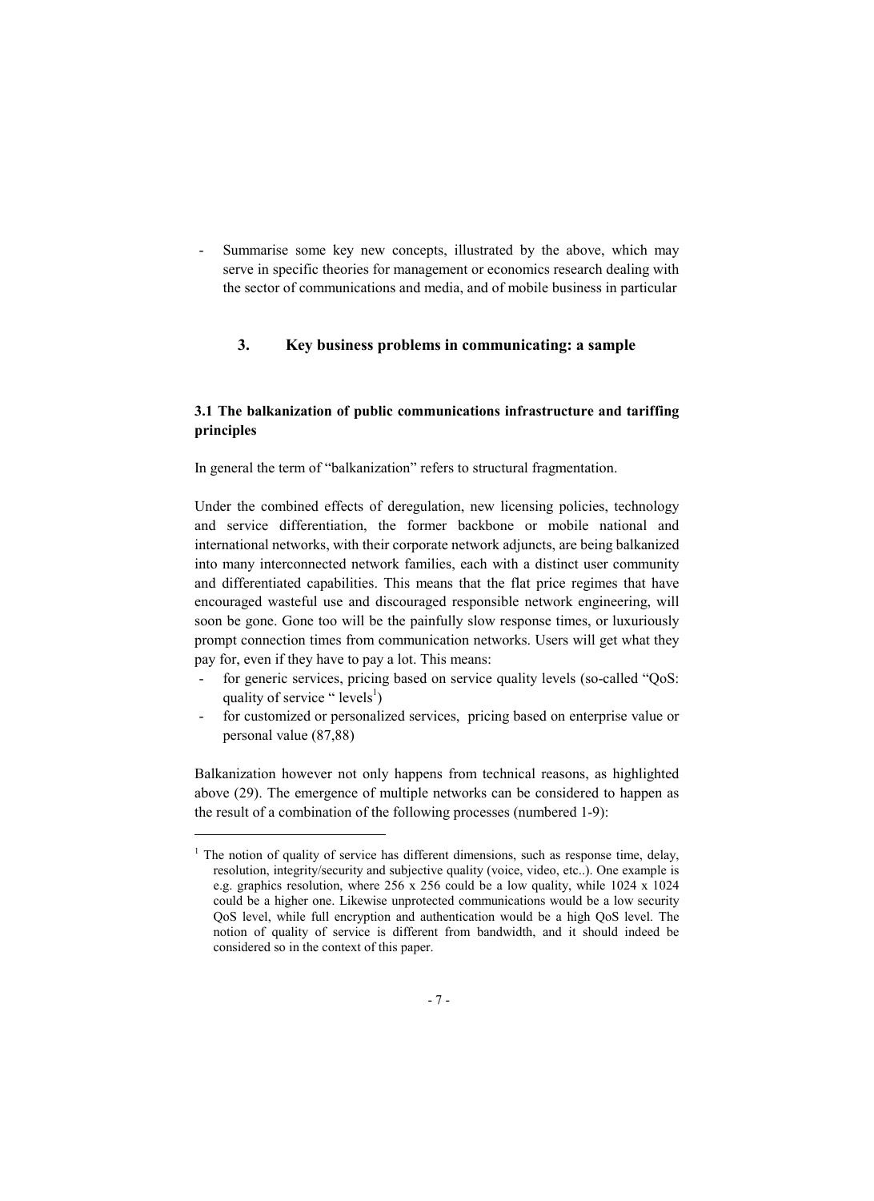- Summarise some key new concepts, illustrated by the above, which may serve in specific theories for management or economics research dealing with the sector of communications and media, and of mobile business in particular

## 3. Key business problems in communicating: a sample

### 3.1 The balkanization of public communications infrastructure and tariffing principles

In general the term of "balkanization" refers to structural fragmentation.

Under the combined effects of deregulation, new licensing policies, technology and service differentiation, the former backbone or mobile national and international networks, with their corporate network adjuncts, are being balkanized into many interconnected network families, each with a distinct user community and differentiated capabilities. This means that the flat price regimes that have encouraged wasteful use and discouraged responsible network engineering, will soon be gone. Gone too will be the painfully slow response times, or luxuriously prompt connection times from communication networks. Users will get what they pay for, even if they have to pay a lot. This means:

- for generic services, pricing based on service quality levels (so-called "QoS: quality of service " levels[1])
- for customized or personalized services, pricing based on enterprise value or personal value (87,88)

Balkanization however not only happens from technical reasons, as highlighted above (29). The emergence of multiple networks can be considered to happen as the result of a combination of the following processes (numbered 1-9):

---

[1] The notion of quality of service has different dimensions, such as response time, delay, resolution, integrity/security and subjective quality (voice, video, etc..). One example is e.g. graphics resolution, where 256 x 256 could be a low quality, while 1024 x 1024 could be a higher one. Likewise unprotected communications would be a low security QoS level, while full encryption and authentication would be a high QoS level. The notion of quality of service is different from bandwidth, and it should indeed be considered so in the context of this paper.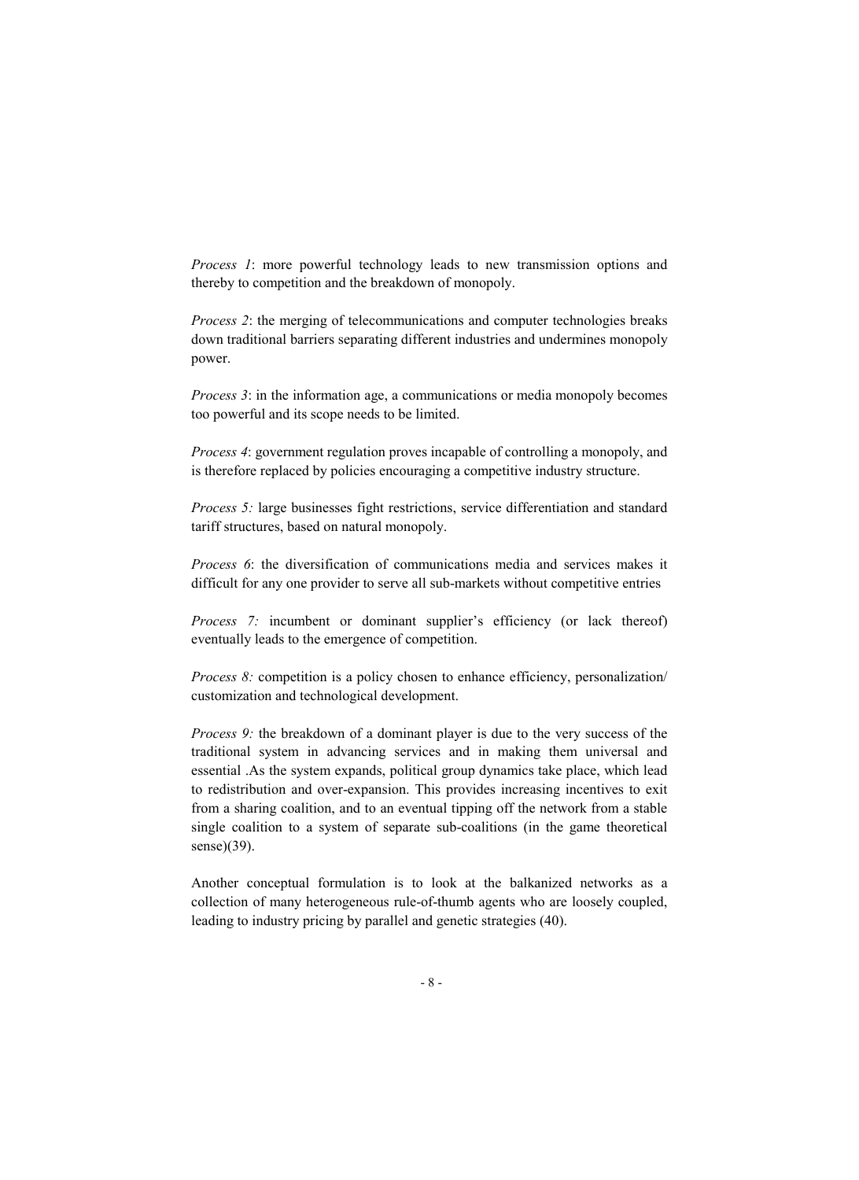*Process 1*: more powerful technology leads to new transmission options and thereby to competition and the breakdown of monopoly.

*Process 2*: the merging of telecommunications and computer technologies breaks down traditional barriers separating different industries and undermines monopoly power.

*Process 3*: in the information age, a communications or media monopoly becomes too powerful and its scope needs to be limited.

*Process 4*: government regulation proves incapable of controlling a monopoly, and is therefore replaced by policies encouraging a competitive industry structure.

*Process 5:* large businesses fight restrictions, service differentiation and standard tariff structures, based on natural monopoly.

*Process 6*: the diversification of communications media and services makes it difficult for any one provider to serve all sub-markets without competitive entries

*Process 7:* incumbent or dominant supplier's efficiency (or lack thereof) eventually leads to the emergence of competition.

*Process 8:* competition is a policy chosen to enhance efficiency, personalization/ customization and technological development.

*Process 9:* the breakdown of a dominant player is due to the very success of the traditional system in advancing services and in making them universal and essential .As the system expands, political group dynamics take place, which lead to redistribution and over-expansion. This provides increasing incentives to exit from a sharing coalition, and to an eventual tipping off the network from a stable single coalition to a system of separate sub-coalitions (in the game theoretical sense)(39).

Another conceptual formulation is to look at the balkanized networks as a collection of many heterogeneous rule-of-thumb agents who are loosely coupled, leading to industry pricing by parallel and genetic strategies (40).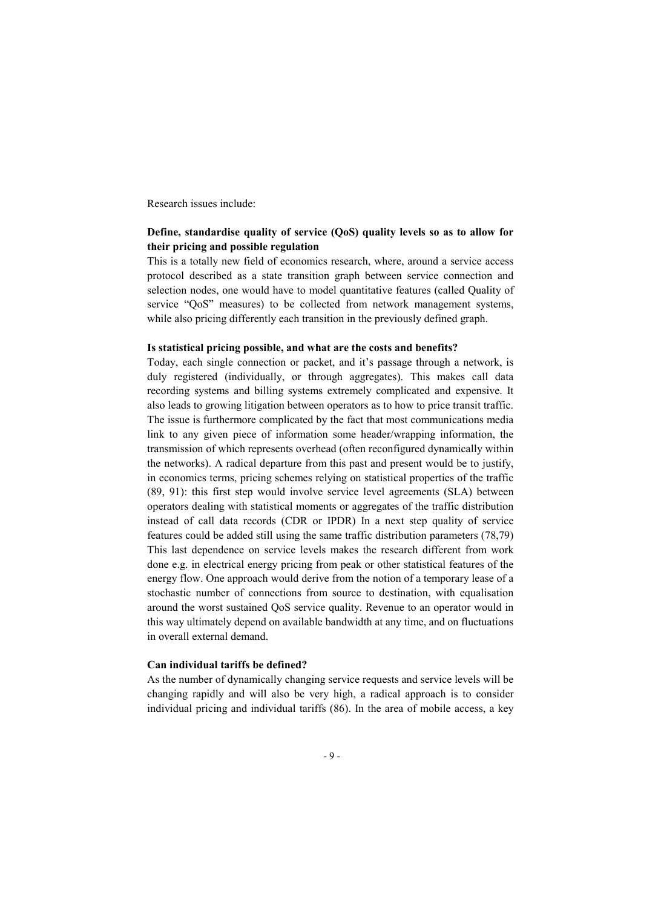Research issues include:

**Define, standardise quality of service (QoS) quality levels so as to allow for their pricing and possible regulation**

This is a totally new field of economics research, where, around a service access protocol described as a state transition graph between service connection and selection nodes, one would have to model quantitative features (called Quality of service "QoS" measures) to be collected from network management systems, while also pricing differently each transition in the previously defined graph.

**Is statistical pricing possible, and what are the costs and benefits?**

Today, each single connection or packet, and it's passage through a network, is duly registered (individually, or through aggregates). This makes call data recording systems and billing systems extremely complicated and expensive. It also leads to growing litigation between operators as to how to price transit traffic. The issue is furthermore complicated by the fact that most communications media link to any given piece of information some header/wrapping information, the transmission of which represents overhead (often reconfigured dynamically within the networks). A radical departure from this past and present would be to justify, in economics terms, pricing schemes relying on statistical properties of the traffic (89, 91): this first step would involve service level agreements (SLA) between operators dealing with statistical moments or aggregates of the traffic distribution instead of call data records (CDR or IPDR) In a next step quality of service features could be added still using the same traffic distribution parameters (78,79) This last dependence on service levels makes the research different from work done e.g. in electrical energy pricing from peak or other statistical features of the energy flow. One approach would derive from the notion of a temporary lease of a stochastic number of connections from source to destination, with equalisation around the worst sustained QoS service quality. Revenue to an operator would in this way ultimately depend on available bandwidth at any time, and on fluctuations in overall external demand.

**Can individual tariffs be defined?**

As the number of dynamically changing service requests and service levels will be changing rapidly and will also be very high, a radical approach is to consider individual pricing and individual tariffs (86). In the area of mobile access, a key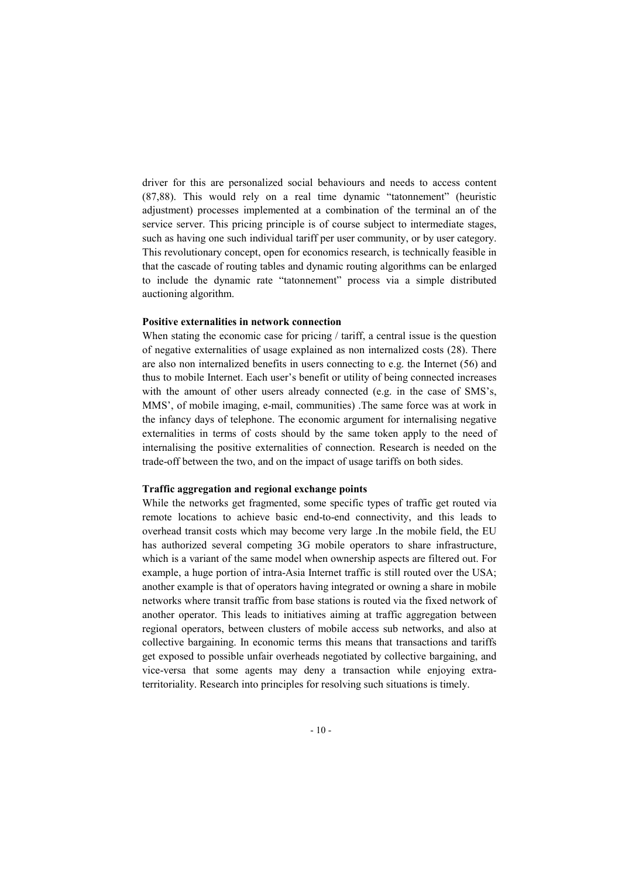driver for this are personalized social behaviours and needs to access content (87,88). This would rely on a real time dynamic "tatonnement" (heuristic adjustment) processes implemented at a combination of the terminal an of the service server. This pricing principle is of course subject to intermediate stages, such as having one such individual tariff per user community, or by user category. This revolutionary concept, open for economics research, is technically feasible in that the cascade of routing tables and dynamic routing algorithms can be enlarged to include the dynamic rate "tatonnement" process via a simple distributed auctioning algorithm.

**Positive externalities in network connection**

When stating the economic case for pricing / tariff, a central issue is the question of negative externalities of usage explained as non internalized costs (28). There are also non internalized benefits in users connecting to e.g. the Internet (56) and thus to mobile Internet. Each user's benefit or utility of being connected increases with the amount of other users already connected (e.g. in the case of SMS's, MMS', of mobile imaging, e-mail, communities) .The same force was at work in the infancy days of telephone. The economic argument for internalising negative externalities in terms of costs should by the same token apply to the need of internalising the positive externalities of connection. Research is needed on the trade-off between the two, and on the impact of usage tariffs on both sides.

**Traffic aggregation and regional exchange points**

While the networks get fragmented, some specific types of traffic get routed via remote locations to achieve basic end-to-end connectivity, and this leads to overhead transit costs which may become very large .In the mobile field, the EU has authorized several competing 3G mobile operators to share infrastructure, which is a variant of the same model when ownership aspects are filtered out. For example, a huge portion of intra-Asia Internet traffic is still routed over the USA; another example is that of operators having integrated or owning a share in mobile networks where transit traffic from base stations is routed via the fixed network of another operator. This leads to initiatives aiming at traffic aggregation between regional operators, between clusters of mobile access sub networks, and also at collective bargaining. In economic terms this means that transactions and tariffs get exposed to possible unfair overheads negotiated by collective bargaining, and vice-versa that some agents may deny a transaction while enjoying extra-territoriality. Research into principles for resolving such situations is timely.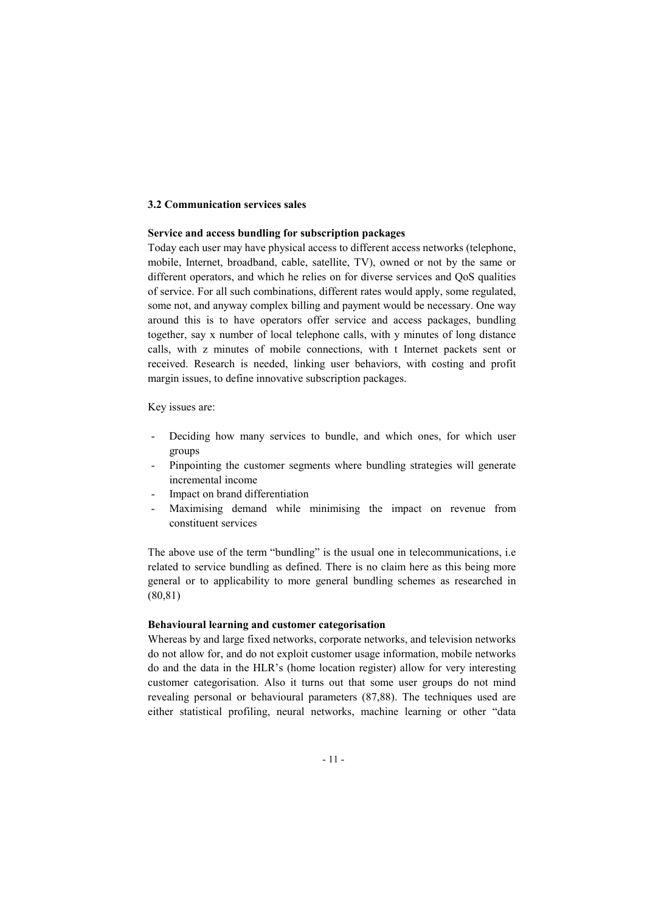### 3.2 Communication services sales

**Service and access bundling for subscription packages**

Today each user may have physical access to different access networks (telephone, mobile, Internet, broadband, cable, satellite, TV), owned or not by the same or different operators, and which he relies on for diverse services and QoS qualities of service. For all such combinations, different rates would apply, some regulated, some not, and anyway complex billing and payment would be necessary. One way around this is to have operators offer service and access packages, bundling together, say x number of local telephone calls, with y minutes of long distance calls, with z minutes of mobile connections, with t Internet packets sent or received. Research is needed, linking user behaviors, with costing and profit margin issues, to define innovative subscription packages.

Key issues are:

- Deciding how many services to bundle, and which ones, for which user groups
- Pinpointing the customer segments where bundling strategies will generate incremental income
- Impact on brand differentiation
- Maximising demand while minimising the impact on revenue from constituent services

The above use of the term "bundling" is the usual one in telecommunications, i.e related to service bundling as defined. There is no claim here as this being more general or to applicability to more general bundling schemes as researched in (80,81)

**Behavioural learning and customer categorisation**

Whereas by and large fixed networks, corporate networks, and television networks do not allow for, and do not exploit customer usage information, mobile networks do and the data in the HLR's (home location register) allow for very interesting customer categorisation. Also it turns out that some user groups do not mind revealing personal or behavioural parameters (87,88). The techniques used are either statistical profiling, neural networks, machine learning or other "data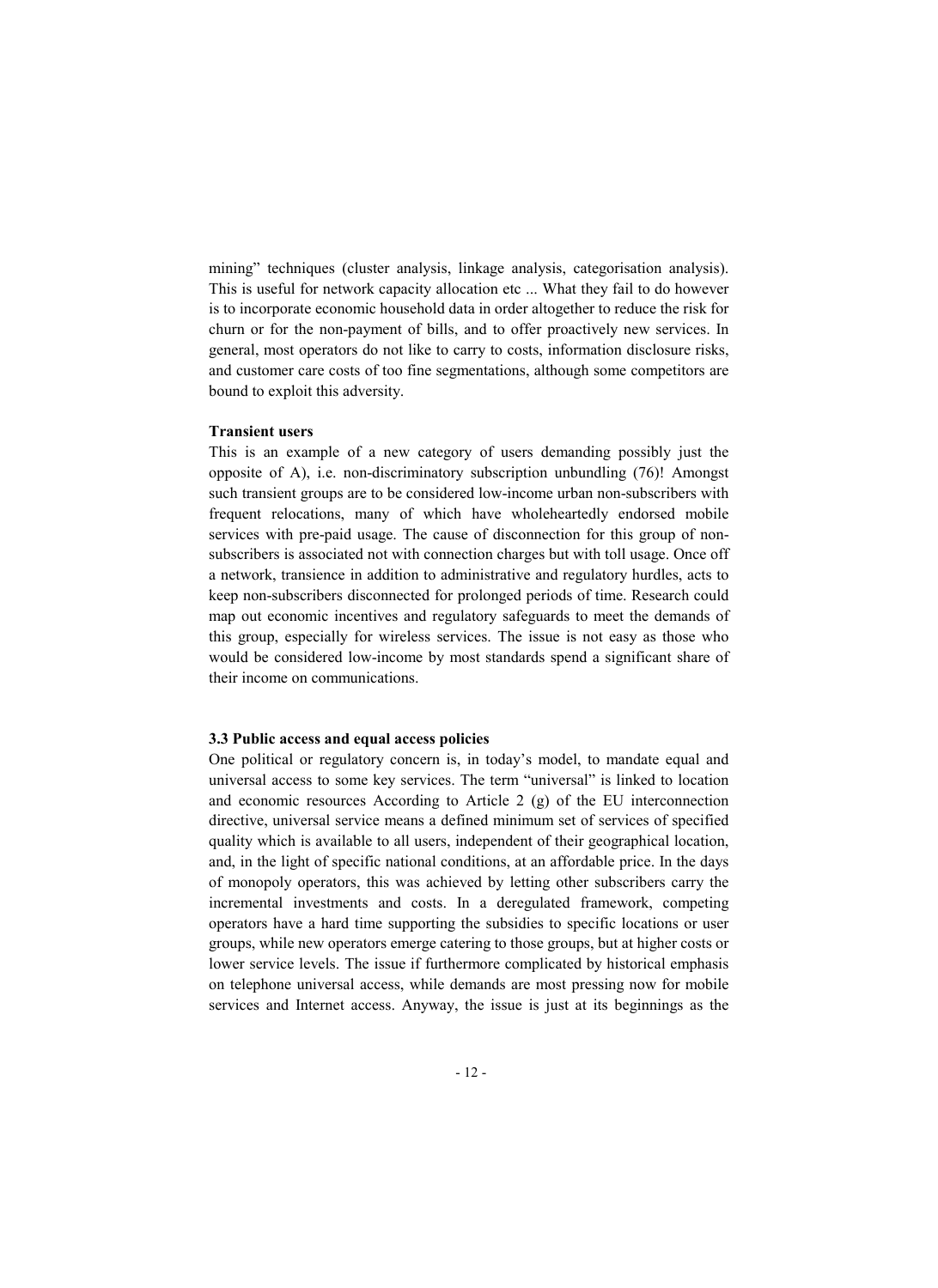mining" techniques (cluster analysis, linkage analysis, categorisation analysis). This is useful for network capacity allocation etc ... What they fail to do however is to incorporate economic household data in order altogether to reduce the risk for churn or for the non-payment of bills, and to offer proactively new services. In general, most operators do not like to carry to costs, information disclosure risks, and customer care costs of too fine segmentations, although some competitors are bound to exploit this adversity.

**Transient users**

This is an example of a new category of users demanding possibly just the opposite of A), i.e. non-discriminatory subscription unbundling (76)! Amongst such transient groups are to be considered low-income urban non-subscribers with frequent relocations, many of which have wholeheartedly endorsed mobile services with pre-paid usage. The cause of disconnection for this group of non-subscribers is associated not with connection charges but with toll usage. Once off a network, transience in addition to administrative and regulatory hurdles, acts to keep non-subscribers disconnected for prolonged periods of time. Research could map out economic incentives and regulatory safeguards to meet the demands of this group, especially for wireless services. The issue is not easy as those who would be considered low-income by most standards spend a significant share of their income on communications.

### 3.3 Public access and equal access policies

One political or regulatory concern is, in today's model, to mandate equal and universal access to some key services. The term "universal" is linked to location and economic resources According to Article 2 (g) of the EU interconnection directive, universal service means a defined minimum set of services of specified quality which is available to all users, independent of their geographical location, and, in the light of specific national conditions, at an affordable price. In the days of monopoly operators, this was achieved by letting other subscribers carry the incremental investments and costs. In a deregulated framework, competing operators have a hard time supporting the subsidies to specific locations or user groups, while new operators emerge catering to those groups, but at higher costs or lower service levels. The issue if furthermore complicated by historical emphasis on telephone universal access, while demands are most pressing now for mobile services and Internet access. Anyway, the issue is just at its beginnings as the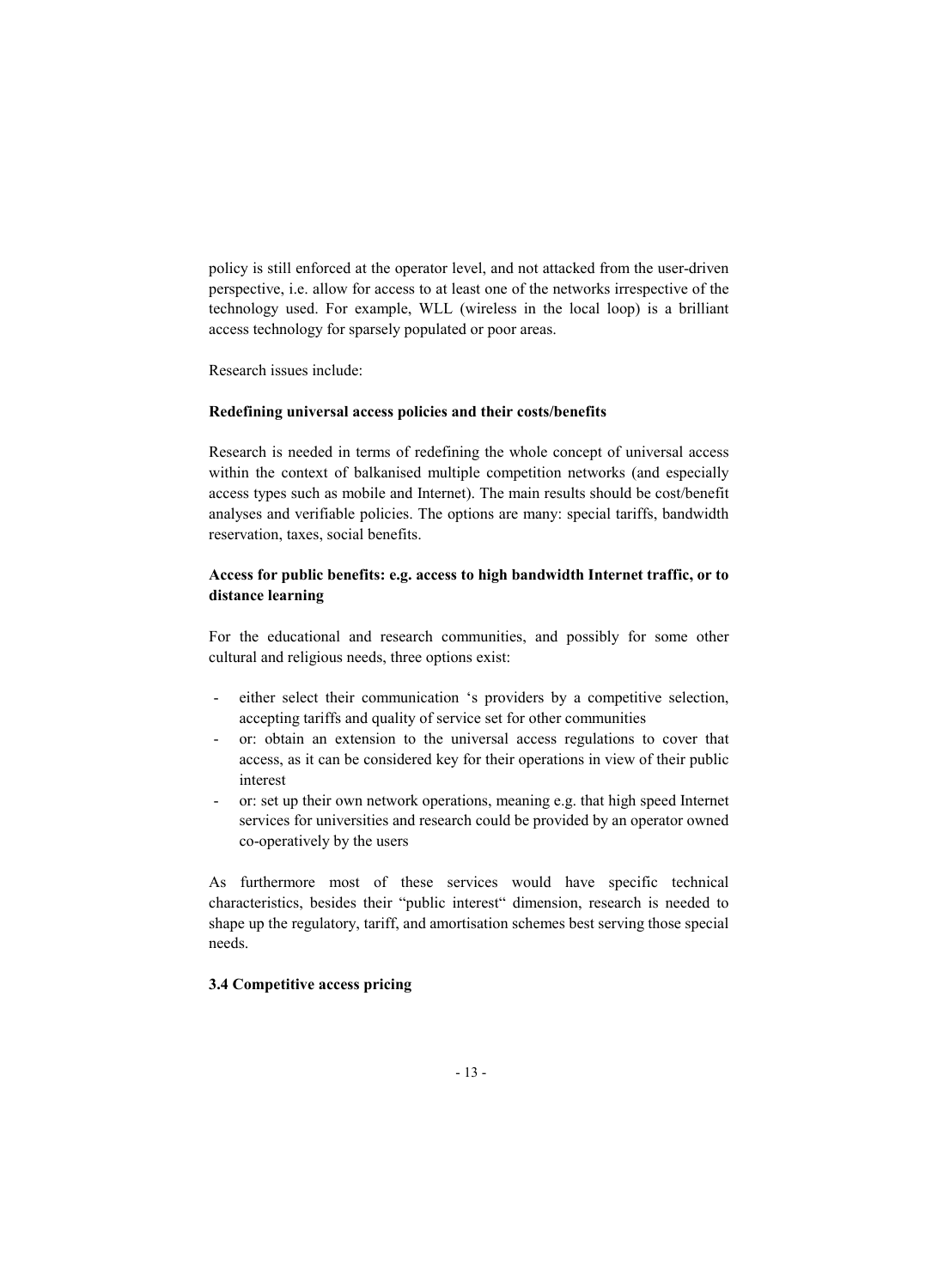policy is still enforced at the operator level, and not attacked from the user-driven perspective, i.e. allow for access to at least one of the networks irrespective of the technology used. For example, WLL (wireless in the local loop) is a brilliant access technology for sparsely populated or poor areas.

Research issues include:

**Redefining universal access policies and their costs/benefits**

Research is needed in terms of redefining the whole concept of universal access within the context of balkanised multiple competition networks (and especially access types such as mobile and Internet). The main results should be cost/benefit analyses and verifiable policies. The options are many: special tariffs, bandwidth reservation, taxes, social benefits.

**Access for public benefits: e.g. access to high bandwidth Internet traffic, or to distance learning**

For the educational and research communities, and possibly for some other cultural and religious needs, three options exist:

- either select their communication 's providers by a competitive selection, accepting tariffs and quality of service set for other communities
- or: obtain an extension to the universal access regulations to cover that access, as it can be considered key for their operations in view of their public interest
- or: set up their own network operations, meaning e.g. that high speed Internet services for universities and research could be provided by an operator owned co-operatively by the users

As furthermore most of these services would have specific technical characteristics, besides their "public interest" dimension, research is needed to shape up the regulatory, tariff, and amortisation schemes best serving those special needs.

**3.4 Competitive access pricing**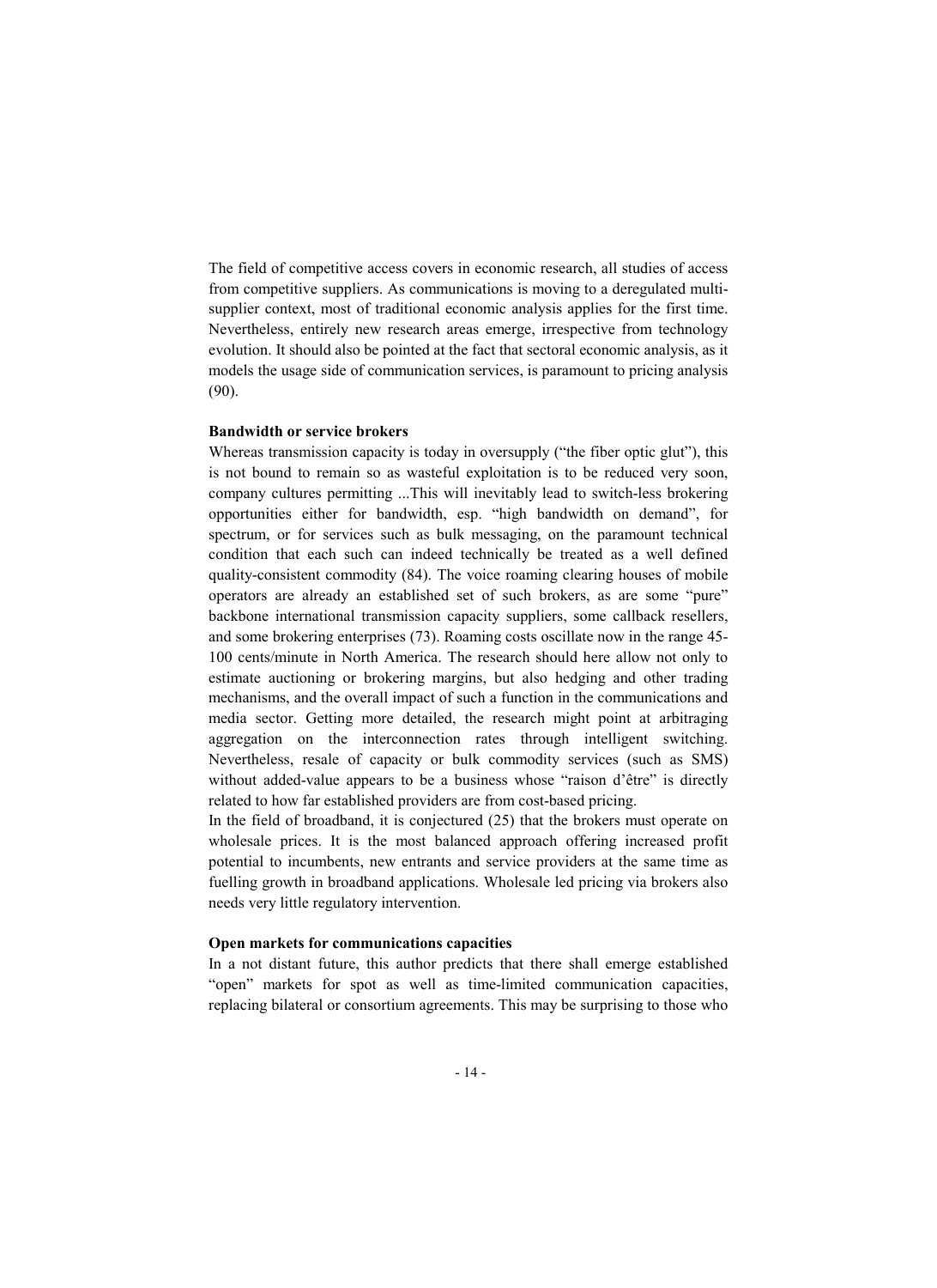The field of competitive access covers in economic research, all studies of access from competitive suppliers. As communications is moving to a deregulated multi-supplier context, most of traditional economic analysis applies for the first time. Nevertheless, entirely new research areas emerge, irrespective from technology evolution. It should also be pointed at the fact that sectoral economic analysis, as it models the usage side of communication services, is paramount to pricing analysis (90).

**Bandwidth or service brokers**

Whereas transmission capacity is today in oversupply ("the fiber optic glut"), this is not bound to remain so as wasteful exploitation is to be reduced very soon, company cultures permitting ...This will inevitably lead to switch-less brokering opportunities either for bandwidth, esp. "high bandwidth on demand", for spectrum, or for services such as bulk messaging, on the paramount technical condition that each such can indeed technically be treated as a well defined quality-consistent commodity (84). The voice roaming clearing houses of mobile operators are already an established set of such brokers, as are some "pure" backbone international transmission capacity suppliers, some callback resellers, and some brokering enterprises (73). Roaming costs oscillate now in the range 45-100 cents/minute in North America. The research should here allow not only to estimate auctioning or brokering margins, but also hedging and other trading mechanisms, and the overall impact of such a function in the communications and media sector. Getting more detailed, the research might point at arbitraging aggregation on the interconnection rates through intelligent switching. Nevertheless, resale of capacity or bulk commodity services (such as SMS) without added-value appears to be a business whose "raison d'être" is directly related to how far established providers are from cost-based pricing.

In the field of broadband, it is conjectured (25) that the brokers must operate on wholesale prices. It is the most balanced approach offering increased profit potential to incumbents, new entrants and service providers at the same time as fuelling growth in broadband applications. Wholesale led pricing via brokers also needs very little regulatory intervention.

**Open markets for communications capacities**

In a not distant future, this author predicts that there shall emerge established "open" markets for spot as well as time-limited communication capacities, replacing bilateral or consortium agreements. This may be surprising to those who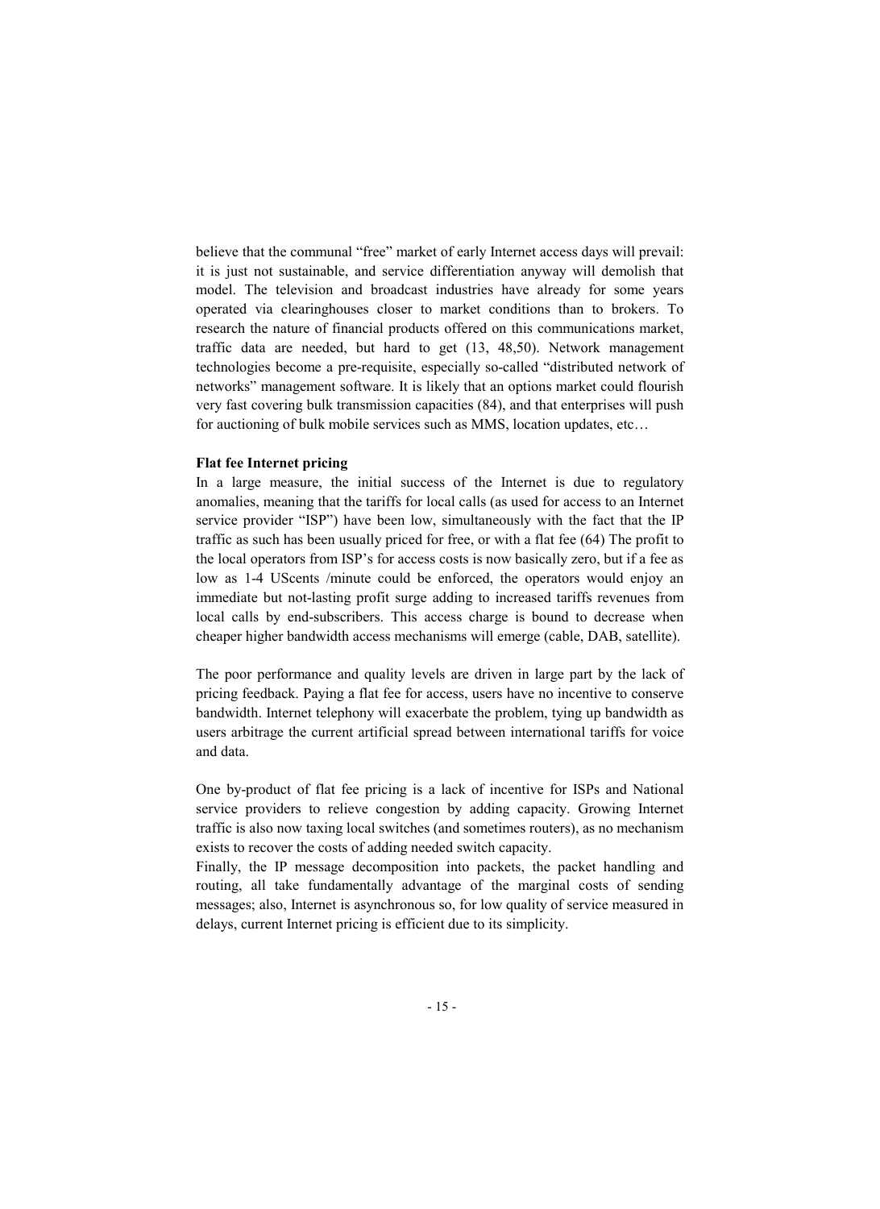believe that the communal "free" market of early Internet access days will prevail: it is just not sustainable, and service differentiation anyway will demolish that model. The television and broadcast industries have already for some years operated via clearinghouses closer to market conditions than to brokers. To research the nature of financial products offered on this communications market, traffic data are needed, but hard to get (13, 48,50). Network management technologies become a pre-requisite, especially so-called "distributed network of networks" management software. It is likely that an options market could flourish very fast covering bulk transmission capacities (84), and that enterprises will push for auctioning of bulk mobile services such as MMS, location updates, etc…

**Flat fee Internet pricing**

In a large measure, the initial success of the Internet is due to regulatory anomalies, meaning that the tariffs for local calls (as used for access to an Internet service provider "ISP") have been low, simultaneously with the fact that the IP traffic as such has been usually priced for free, or with a flat fee (64) The profit to the local operators from ISP's for access costs is now basically zero, but if a fee as low as 1-4 UScents /minute could be enforced, the operators would enjoy an immediate but not-lasting profit surge adding to increased tariffs revenues from local calls by end-subscribers. This access charge is bound to decrease when cheaper higher bandwidth access mechanisms will emerge (cable, DAB, satellite).

The poor performance and quality levels are driven in large part by the lack of pricing feedback. Paying a flat fee for access, users have no incentive to conserve bandwidth. Internet telephony will exacerbate the problem, tying up bandwidth as users arbitrage the current artificial spread between international tariffs for voice and data.

One by-product of flat fee pricing is a lack of incentive for ISPs and National service providers to relieve congestion by adding capacity. Growing Internet traffic is also now taxing local switches (and sometimes routers), as no mechanism exists to recover the costs of adding needed switch capacity.

Finally, the IP message decomposition into packets, the packet handling and routing, all take fundamentally advantage of the marginal costs of sending messages; also, Internet is asynchronous so, for low quality of service measured in delays, current Internet pricing is efficient due to its simplicity.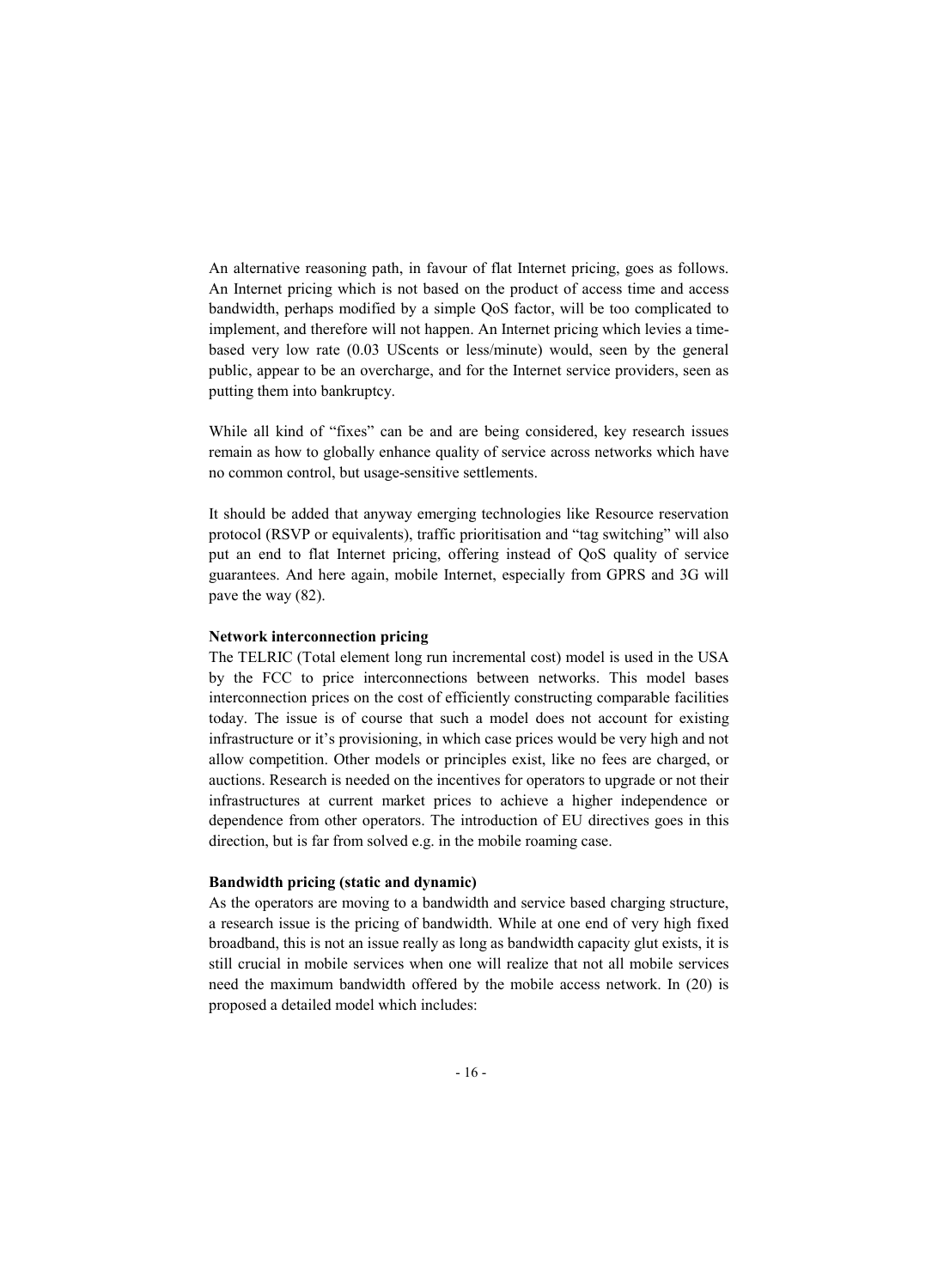An alternative reasoning path, in favour of flat Internet pricing, goes as follows. An Internet pricing which is not based on the product of access time and access bandwidth, perhaps modified by a simple QoS factor, will be too complicated to implement, and therefore will not happen. An Internet pricing which levies a time-based very low rate (0.03 UScents or less/minute) would, seen by the general public, appear to be an overcharge, and for the Internet service providers, seen as putting them into bankruptcy.

While all kind of "fixes" can be and are being considered, key research issues remain as how to globally enhance quality of service across networks which have no common control, but usage-sensitive settlements.

It should be added that anyway emerging technologies like Resource reservation protocol (RSVP or equivalents), traffic prioritisation and "tag switching" will also put an end to flat Internet pricing, offering instead of QoS quality of service guarantees. And here again, mobile Internet, especially from GPRS and 3G will pave the way (82).

**Network interconnection pricing**

The TELRIC (Total element long run incremental cost) model is used in the USA by the FCC to price interconnections between networks. This model bases interconnection prices on the cost of efficiently constructing comparable facilities today. The issue is of course that such a model does not account for existing infrastructure or it's provisioning, in which case prices would be very high and not allow competition. Other models or principles exist, like no fees are charged, or auctions. Research is needed on the incentives for operators to upgrade or not their infrastructures at current market prices to achieve a higher independence or dependence from other operators. The introduction of EU directives goes in this direction, but is far from solved e.g. in the mobile roaming case.

**Bandwidth pricing (static and dynamic)**

As the operators are moving to a bandwidth and service based charging structure, a research issue is the pricing of bandwidth. While at one end of very high fixed broadband, this is not an issue really as long as bandwidth capacity glut exists, it is still crucial in mobile services when one will realize that not all mobile services need the maximum bandwidth offered by the mobile access network. In (20) is proposed a detailed model which includes: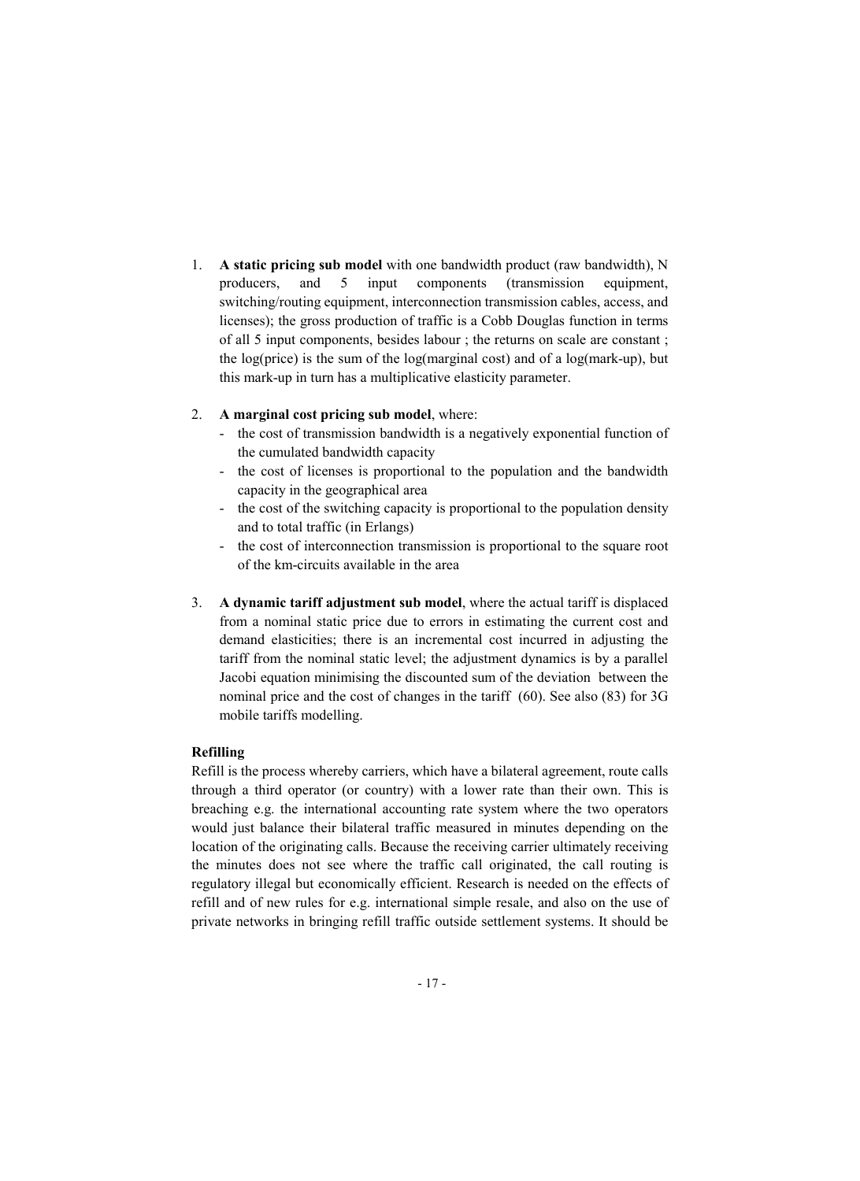1. **A static pricing sub model** with one bandwidth product (raw bandwidth), N producers, and 5 input components (transmission equipment, switching/routing equipment, interconnection transmission cables, access, and licenses); the gross production of traffic is a Cobb Douglas function in terms of all 5 input components, besides labour ; the returns on scale are constant ; the log(price) is the sum of the log(marginal cost) and of a log(mark-up), but this mark-up in turn has a multiplicative elasticity parameter.

2. **A marginal cost pricing sub model**, where:
   - the cost of transmission bandwidth is a negatively exponential function of the cumulated bandwidth capacity
   - the cost of licenses is proportional to the population and the bandwidth capacity in the geographical area
   - the cost of the switching capacity is proportional to the population density and to total traffic (in Erlangs)
   - the cost of interconnection transmission is proportional to the square root of the km-circuits available in the area

3. **A dynamic tariff adjustment sub model**, where the actual tariff is displaced from a nominal static price due to errors in estimating the current cost and demand elasticities; there is an incremental cost incurred in adjusting the tariff from the nominal static level; the adjustment dynamics is by a parallel Jacobi equation minimising the discounted sum of the deviation between the nominal price and the cost of changes in the tariff (60). See also (83) for 3G mobile tariffs modelling.

**Refilling**

Refill is the process whereby carriers, which have a bilateral agreement, route calls through a third operator (or country) with a lower rate than their own. This is breaching e.g. the international accounting rate system where the two operators would just balance their bilateral traffic measured in minutes depending on the location of the originating calls. Because the receiving carrier ultimately receiving the minutes does not see where the traffic call originated, the call routing is regulatory illegal but economically efficient. Research is needed on the effects of refill and of new rules for e.g. international simple resale, and also on the use of private networks in bringing refill traffic outside settlement systems. It should be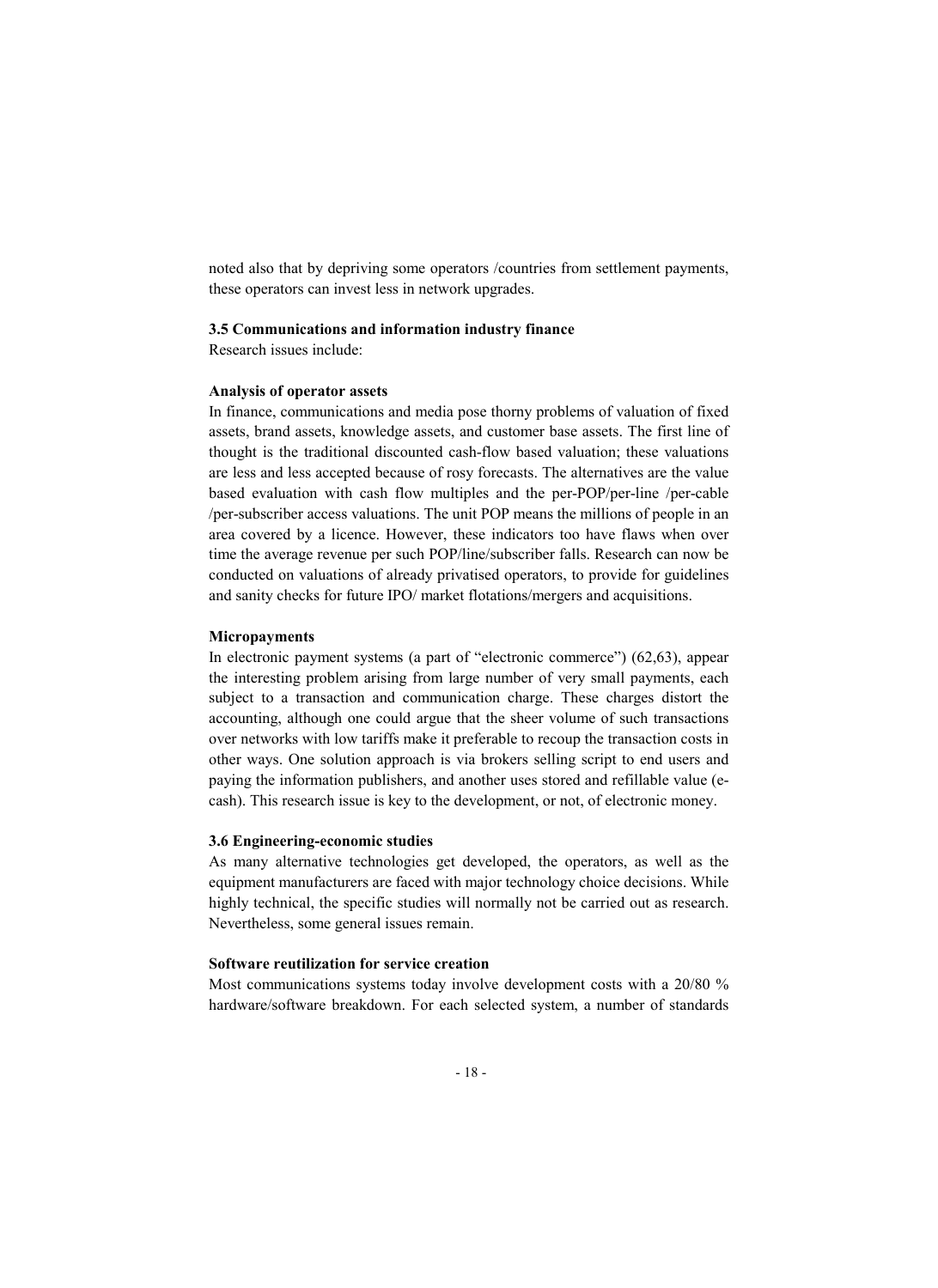noted also that by depriving some operators /countries from settlement payments, these operators can invest less in network upgrades.

### 3.5 Communications and information industry finance

Research issues include:

**Analysis of operator assets**

In finance, communications and media pose thorny problems of valuation of fixed assets, brand assets, knowledge assets, and customer base assets. The first line of thought is the traditional discounted cash-flow based valuation; these valuations are less and less accepted because of rosy forecasts. The alternatives are the value based evaluation with cash flow multiples and the per-POP/per-line /per-cable /per-subscriber access valuations. The unit POP means the millions of people in an area covered by a licence. However, these indicators too have flaws when over time the average revenue per such POP/line/subscriber falls. Research can now be conducted on valuations of already privatised operators, to provide for guidelines and sanity checks for future IPO/ market flotations/mergers and acquisitions.

**Micropayments**

In electronic payment systems (a part of "electronic commerce") (62,63), appear the interesting problem arising from large number of very small payments, each subject to a transaction and communication charge. These charges distort the accounting, although one could argue that the sheer volume of such transactions over networks with low tariffs make it preferable to recoup the transaction costs in other ways. One solution approach is via brokers selling script to end users and paying the information publishers, and another uses stored and refillable value (e-cash). This research issue is key to the development, or not, of electronic money.

### 3.6 Engineering-economic studies

As many alternative technologies get developed, the operators, as well as the equipment manufacturers are faced with major technology choice decisions. While highly technical, the specific studies will normally not be carried out as research. Nevertheless, some general issues remain.

**Software reutilization for service creation**

Most communications systems today involve development costs with a 20/80 % hardware/software breakdown. For each selected system, a number of standards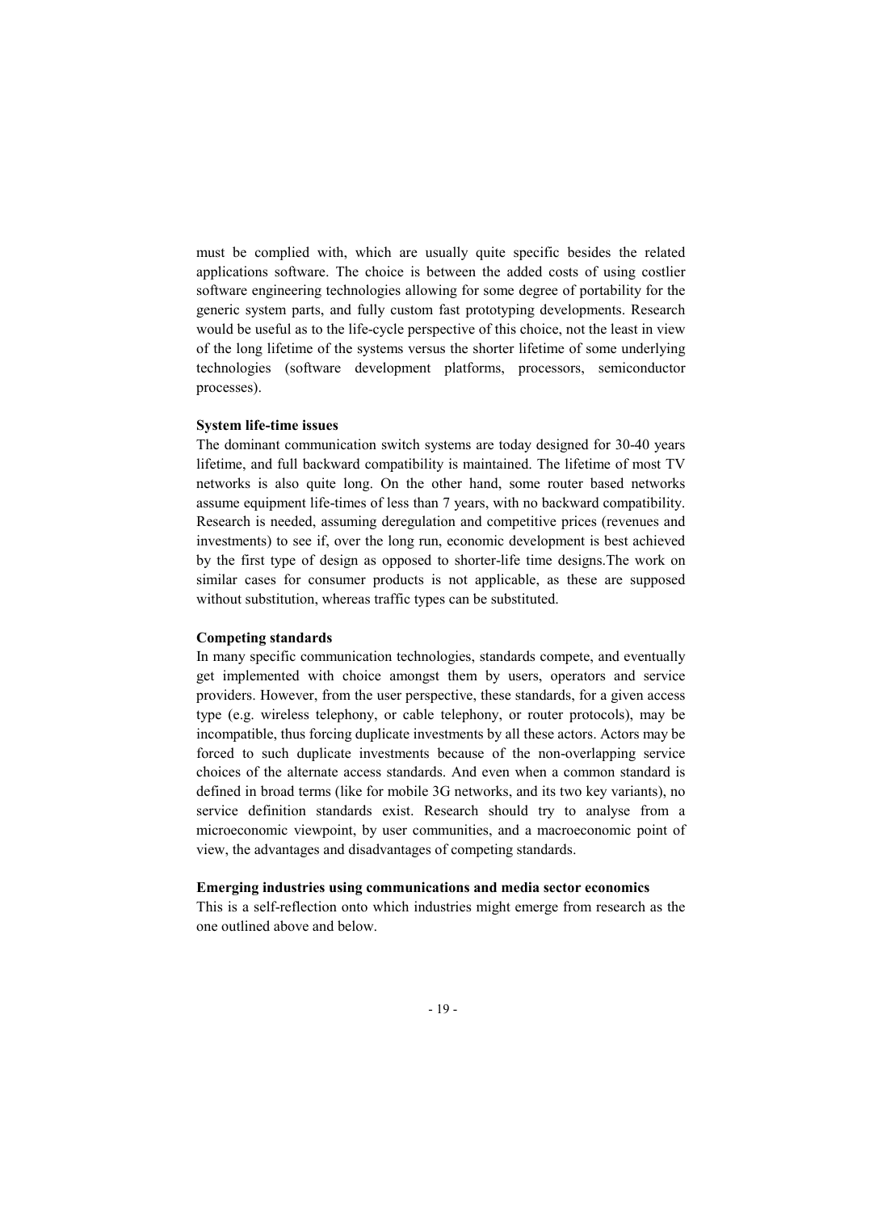must be complied with, which are usually quite specific besides the related applications software. The choice is between the added costs of using costlier software engineering technologies allowing for some degree of portability for the generic system parts, and fully custom fast prototyping developments. Research would be useful as to the life-cycle perspective of this choice, not the least in view of the long lifetime of the systems versus the shorter lifetime of some underlying technologies (software development platforms, processors, semiconductor processes).

**System life-time issues**

The dominant communication switch systems are today designed for 30-40 years lifetime, and full backward compatibility is maintained. The lifetime of most TV networks is also quite long. On the other hand, some router based networks assume equipment life-times of less than 7 years, with no backward compatibility. Research is needed, assuming deregulation and competitive prices (revenues and investments) to see if, over the long run, economic development is best achieved by the first type of design as opposed to shorter-life time designs.The work on similar cases for consumer products is not applicable, as these are supposed without substitution, whereas traffic types can be substituted.

**Competing standards**

In many specific communication technologies, standards compete, and eventually get implemented with choice amongst them by users, operators and service providers. However, from the user perspective, these standards, for a given access type (e.g. wireless telephony, or cable telephony, or router protocols), may be incompatible, thus forcing duplicate investments by all these actors. Actors may be forced to such duplicate investments because of the non-overlapping service choices of the alternate access standards. And even when a common standard is defined in broad terms (like for mobile 3G networks, and its two key variants), no service definition standards exist. Research should try to analyse from a microeconomic viewpoint, by user communities, and a macroeconomic point of view, the advantages and disadvantages of competing standards.

**Emerging industries using communications and media sector economics**

This is a self-reflection onto which industries might emerge from research as the one outlined above and below.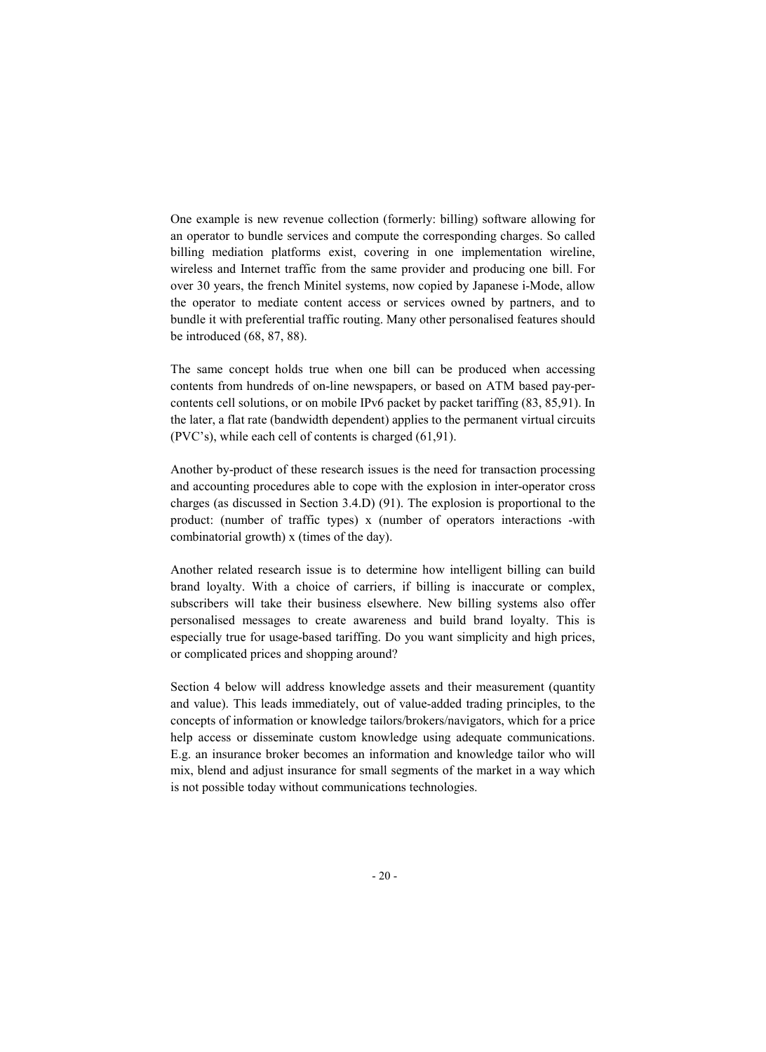One example is new revenue collection (formerly: billing) software allowing for an operator to bundle services and compute the corresponding charges. So called billing mediation platforms exist, covering in one implementation wireline, wireless and Internet traffic from the same provider and producing one bill. For over 30 years, the french Minitel systems, now copied by Japanese i-Mode, allow the operator to mediate content access or services owned by partners, and to bundle it with preferential traffic routing. Many other personalised features should be introduced (68, 87, 88).

The same concept holds true when one bill can be produced when accessing contents from hundreds of on-line newspapers, or based on ATM based pay-per-contents cell solutions, or on mobile IPv6 packet by packet tariffing (83, 85,91). In the later, a flat rate (bandwidth dependent) applies to the permanent virtual circuits (PVC's), while each cell of contents is charged (61,91).

Another by-product of these research issues is the need for transaction processing and accounting procedures able to cope with the explosion in inter-operator cross charges (as discussed in Section 3.4.D) (91). The explosion is proportional to the product: (number of traffic types) x (number of operators interactions -with combinatorial growth) x (times of the day).

Another related research issue is to determine how intelligent billing can build brand loyalty. With a choice of carriers, if billing is inaccurate or complex, subscribers will take their business elsewhere. New billing systems also offer personalised messages to create awareness and build brand loyalty. This is especially true for usage-based tariffing. Do you want simplicity and high prices, or complicated prices and shopping around?

Section 4 below will address knowledge assets and their measurement (quantity and value). This leads immediately, out of value-added trading principles, to the concepts of information or knowledge tailors/brokers/navigators, which for a price help access or disseminate custom knowledge using adequate communications. E.g. an insurance broker becomes an information and knowledge tailor who will mix, blend and adjust insurance for small segments of the market in a way which is not possible today without communications technologies.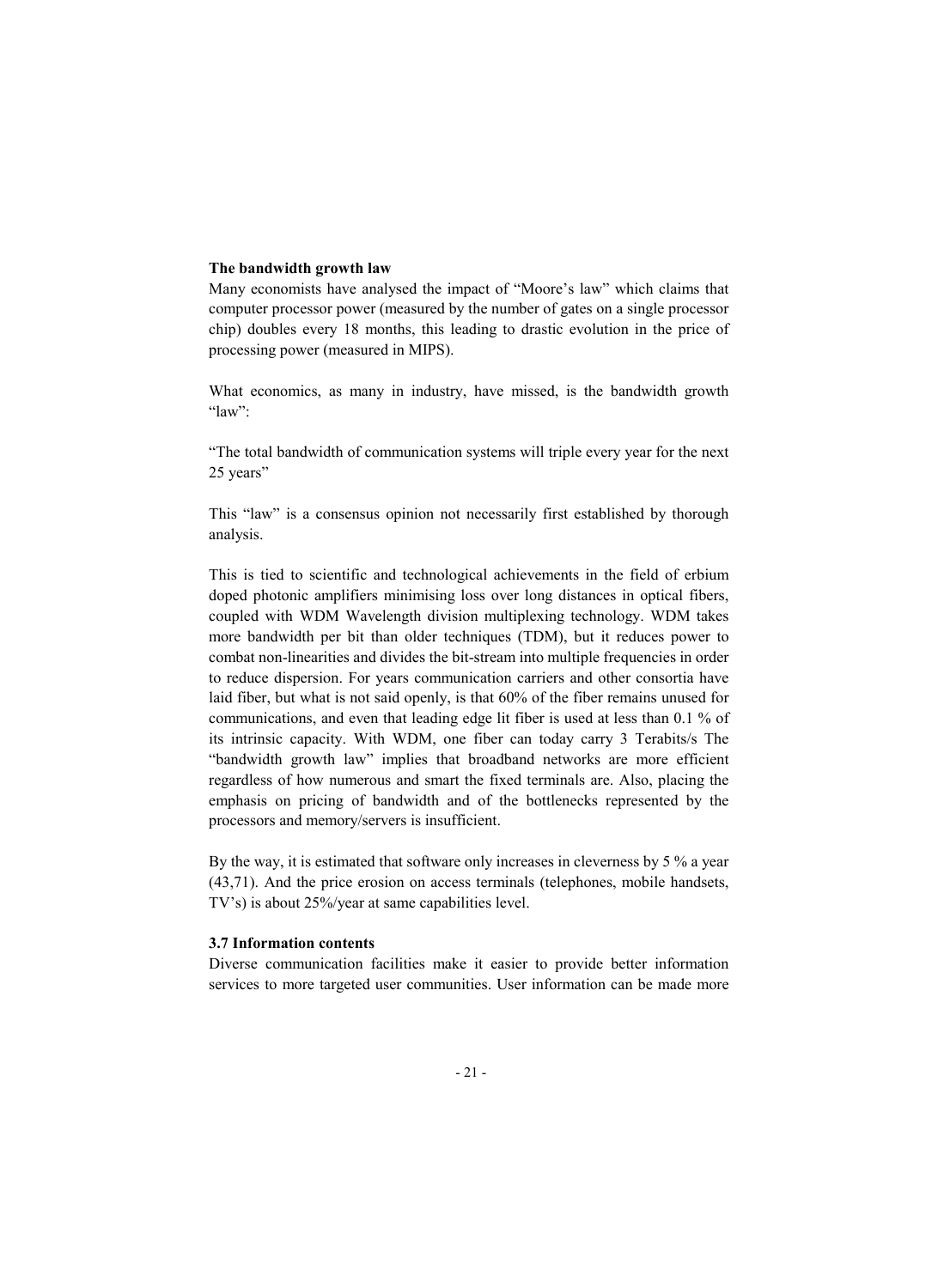**The bandwidth growth law**

Many economists have analysed the impact of "Moore's law" which claims that computer processor power (measured by the number of gates on a single processor chip) doubles every 18 months, this leading to drastic evolution in the price of processing power (measured in MIPS).

What economics, as many in industry, have missed, is the bandwidth growth "law":

"The total bandwidth of communication systems will triple every year for the next 25 years"

This "law" is a consensus opinion not necessarily first established by thorough analysis.

This is tied to scientific and technological achievements in the field of erbium doped photonic amplifiers minimising loss over long distances in optical fibers, coupled with WDM Wavelength division multiplexing technology. WDM takes more bandwidth per bit than older techniques (TDM), but it reduces power to combat non-linearities and divides the bit-stream into multiple frequencies in order to reduce dispersion. For years communication carriers and other consortia have laid fiber, but what is not said openly, is that 60% of the fiber remains unused for communications, and even that leading edge lit fiber is used at less than 0.1 % of its intrinsic capacity. With WDM, one fiber can today carry 3 Terabits/s The "bandwidth growth law" implies that broadband networks are more efficient regardless of how numerous and smart the fixed terminals are. Also, placing the emphasis on pricing of bandwidth and of the bottlenecks represented by the processors and memory/servers is insufficient.

By the way, it is estimated that software only increases in cleverness by 5 % a year (43,71). And the price erosion on access terminals (telephones, mobile handsets, TV's) is about 25%/year at same capabilities level.

**3.7 Information contents**

Diverse communication facilities make it easier to provide better information services to more targeted user communities. User information can be made more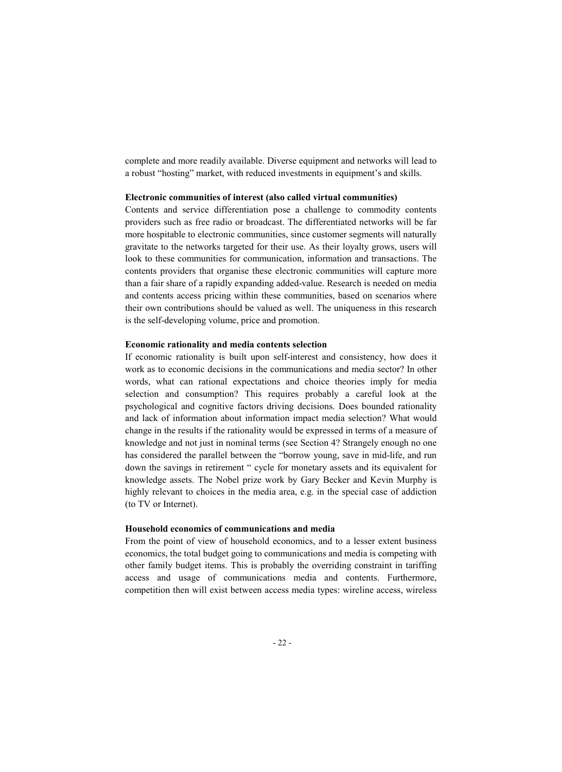complete and more readily available. Diverse equipment and networks will lead to a robust "hosting" market, with reduced investments in equipment's and skills.

**Electronic communities of interest (also called virtual communities)**

Contents and service differentiation pose a challenge to commodity contents providers such as free radio or broadcast. The differentiated networks will be far more hospitable to electronic communities, since customer segments will naturally gravitate to the networks targeted for their use. As their loyalty grows, users will look to these communities for communication, information and transactions. The contents providers that organise these electronic communities will capture more than a fair share of a rapidly expanding added-value. Research is needed on media and contents access pricing within these communities, based on scenarios where their own contributions should be valued as well. The uniqueness in this research is the self-developing volume, price and promotion.

**Economic rationality and media contents selection**

If economic rationality is built upon self-interest and consistency, how does it work as to economic decisions in the communications and media sector? In other words, what can rational expectations and choice theories imply for media selection and consumption? This requires probably a careful look at the psychological and cognitive factors driving decisions. Does bounded rationality and lack of information about information impact media selection? What would change in the results if the rationality would be expressed in terms of a measure of knowledge and not just in nominal terms (see Section 4? Strangely enough no one has considered the parallel between the "borrow young, save in mid-life, and run down the savings in retirement " cycle for monetary assets and its equivalent for knowledge assets. The Nobel prize work by Gary Becker and Kevin Murphy is highly relevant to choices in the media area, e.g. in the special case of addiction (to TV or Internet).

**Household economics of communications and media**

From the point of view of household economics, and to a lesser extent business economics, the total budget going to communications and media is competing with other family budget items. This is probably the overriding constraint in tariffing access and usage of communications media and contents. Furthermore, competition then will exist between access media types: wireline access, wireless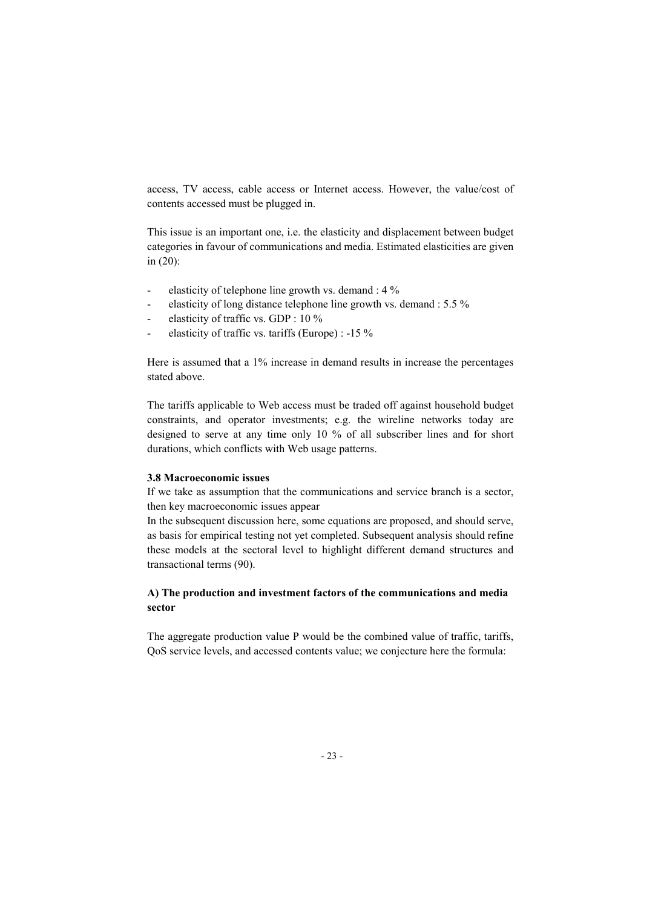access, TV access, cable access or Internet access. However, the value/cost of contents accessed must be plugged in.

This issue is an important one, i.e. the elasticity and displacement between budget categories in favour of communications and media. Estimated elasticities are given in (20):

- elasticity of telephone line growth vs. demand : 4 %
- elasticity of long distance telephone line growth vs. demand : 5.5 %
- elasticity of traffic vs. GDP : 10 %
- elasticity of traffic vs. tariffs (Europe) : -15 %

Here is assumed that a 1% increase in demand results in increase the percentages stated above.

The tariffs applicable to Web access must be traded off against household budget constraints, and operator investments; e.g. the wireline networks today are designed to serve at any time only 10 % of all subscriber lines and for short durations, which conflicts with Web usage patterns.

### 3.8 Macroeconomic issues

If we take as assumption that the communications and service branch is a sector, then key macroeconomic issues appear

In the subsequent discussion here, some equations are proposed, and should serve, as basis for empirical testing not yet completed. Subsequent analysis should refine these models at the sectoral level to highlight different demand structures and transactional terms (90).

#### A) The production and investment factors of the communications and media sector

The aggregate production value P would be the combined value of traffic, tariffs, QoS service levels, and accessed contents value; we conjecture here the formula: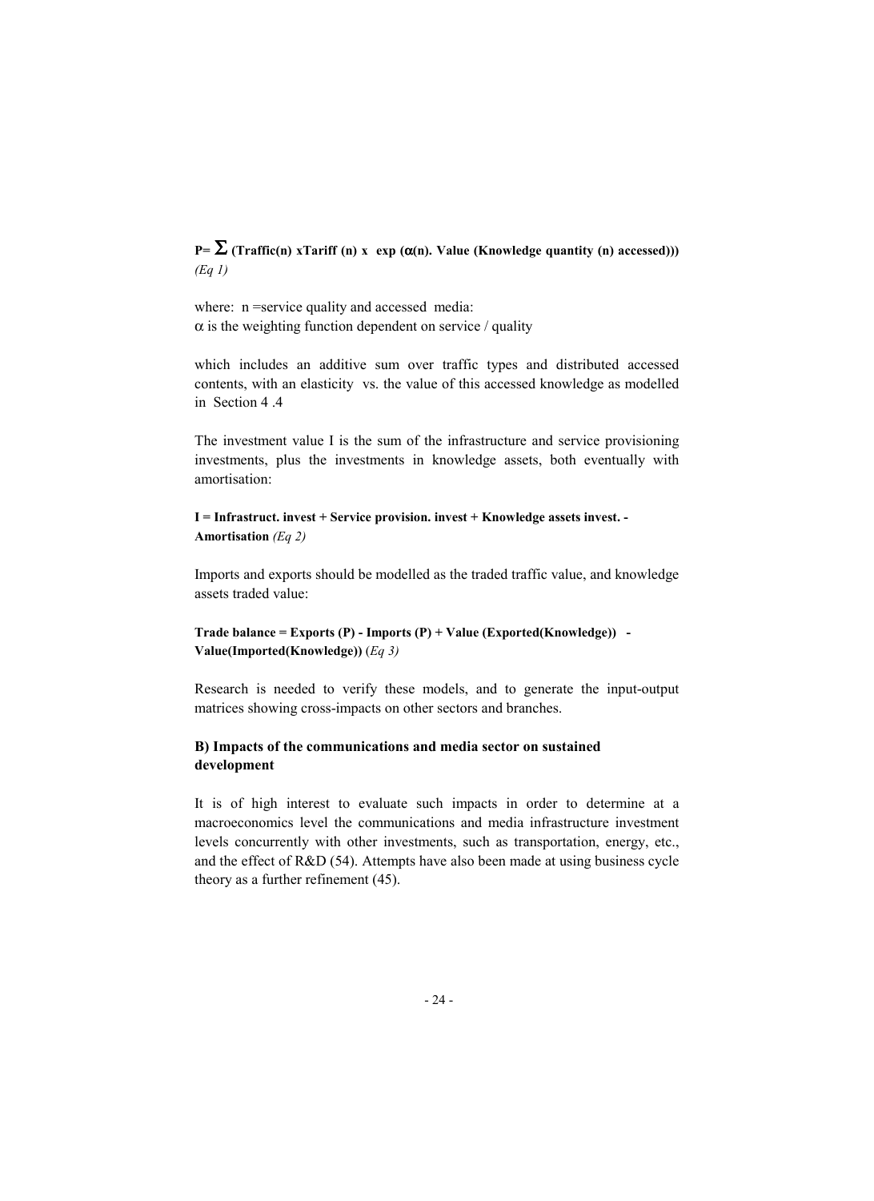**$P = \sum$ (Traffic(n) xTariff (n) x exp ($\alpha$(n). Value (Knowledge quantity (n) accessed)))** *(Eq 1)*

where: n =service quality and accessed media:
$\alpha$ is the weighting function dependent on service / quality

which includes an additive sum over traffic types and distributed accessed contents, with an elasticity vs. the value of this accessed knowledge as modelled in Section 4 .4

The investment value I is the sum of the infrastructure and service provisioning investments, plus the investments in knowledge assets, both eventually with amortisation:

**I = Infrastruct. invest + Service provision. invest + Knowledge assets invest. - Amortisation** *(Eq 2)*

Imports and exports should be modelled as the traded traffic value, and knowledge assets traded value:

**Trade balance = Exports (P) - Imports (P) + Value (Exported(Knowledge)) - Value(Imported(Knowledge))** (*Eq 3)*

Research is needed to verify these models, and to generate the input-output matrices showing cross-impacts on other sectors and branches.

### B) Impacts of the communications and media sector on sustained development

It is of high interest to evaluate such impacts in order to determine at a macroeconomics level the communications and media infrastructure investment levels concurrently with other investments, such as transportation, energy, etc., and the effect of R&D (54). Attempts have also been made at using business cycle theory as a further refinement (45).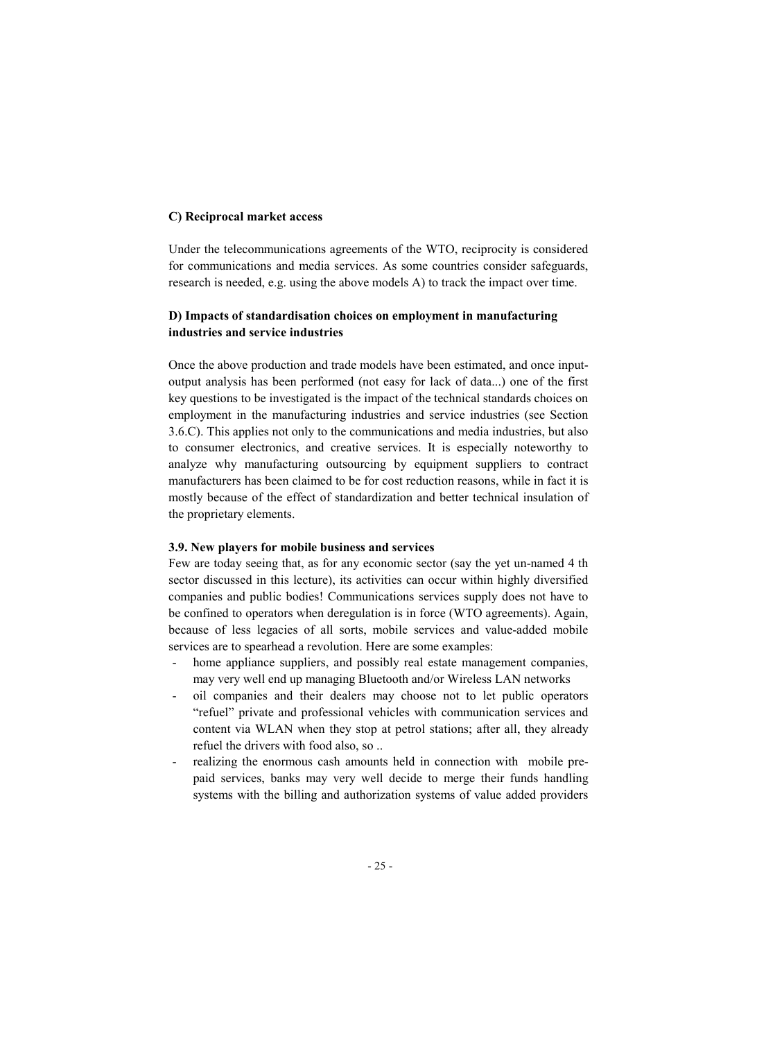**C) Reciprocal market access**

Under the telecommunications agreements of the WTO, reciprocity is considered for communications and media services. As some countries consider safeguards, research is needed, e.g. using the above models A) to track the impact over time.

**D) Impacts of standardisation choices on employment in manufacturing industries and service industries**

Once the above production and trade models have been estimated, and once input-output analysis has been performed (not easy for lack of data...) one of the first key questions to be investigated is the impact of the technical standards choices on employment in the manufacturing industries and service industries (see Section 3.6.C). This applies not only to the communications and media industries, but also to consumer electronics, and creative services. It is especially noteworthy to analyze why manufacturing outsourcing by equipment suppliers to contract manufacturers has been claimed to be for cost reduction reasons, while in fact it is mostly because of the effect of standardization and better technical insulation of the proprietary elements.

### 3.9. New players for mobile business and services

Few are today seeing that, as for any economic sector (say the yet un-named 4 th sector discussed in this lecture), its activities can occur within highly diversified companies and public bodies! Communications services supply does not have to be confined to operators when deregulation is in force (WTO agreements). Again, because of less legacies of all sorts, mobile services and value-added mobile services are to spearhead a revolution. Here are some examples:

- home appliance suppliers, and possibly real estate management companies, may very well end up managing Bluetooth and/or Wireless LAN networks
- oil companies and their dealers may choose not to let public operators "refuel" private and professional vehicles with communication services and content via WLAN when they stop at petrol stations; after all, they already refuel the drivers with food also, so ..
- realizing the enormous cash amounts held in connection with mobile pre-paid services, banks may very well decide to merge their funds handling systems with the billing and authorization systems of value added providers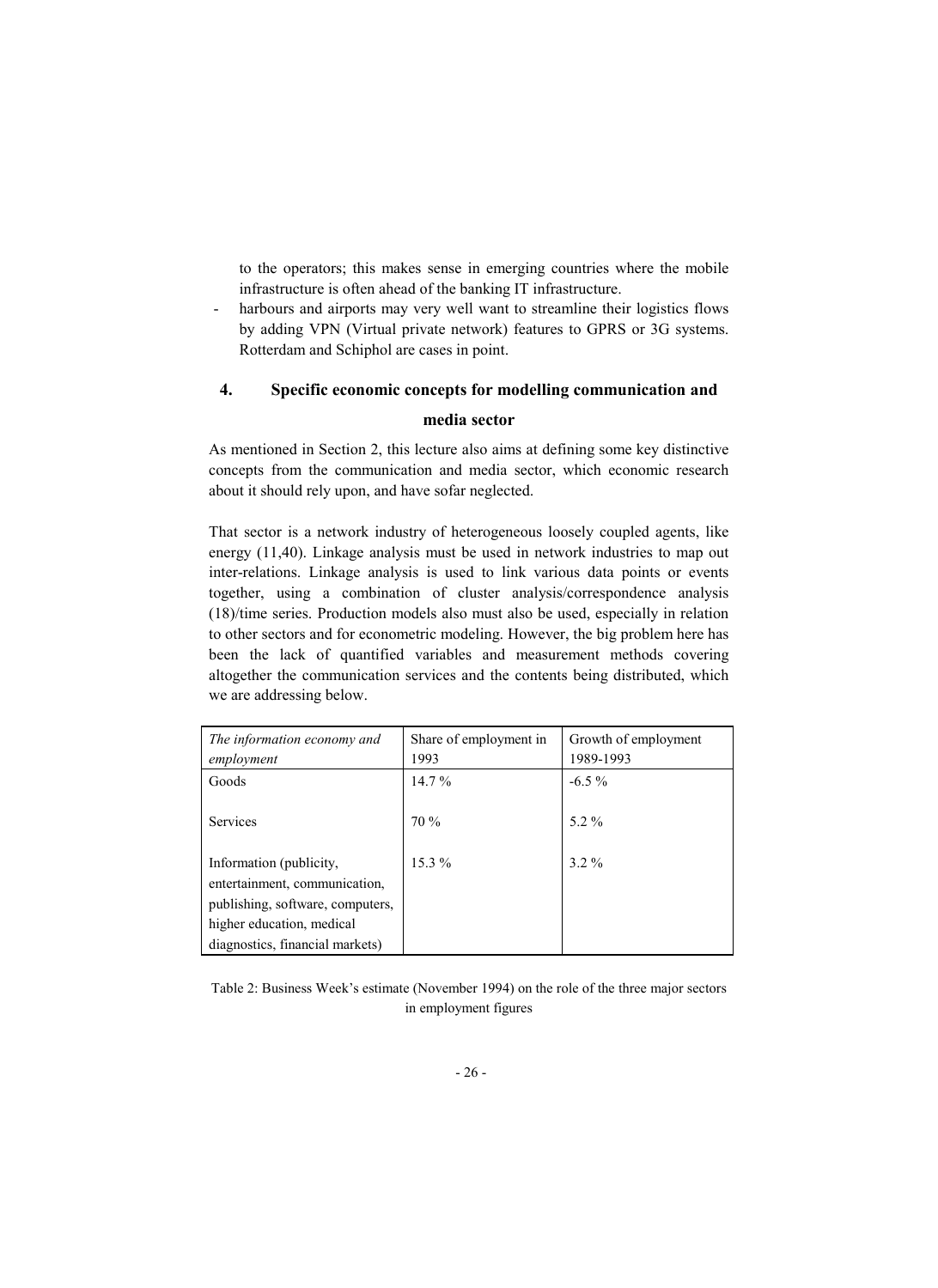to the operators; this makes sense in emerging countries where the mobile infrastructure is often ahead of the banking IT infrastructure.

- harbours and airports may very well want to streamline their logistics flows by adding VPN (Virtual private network) features to GPRS or 3G systems. Rotterdam and Schiphol are cases in point.

## 4. Specific economic concepts for modelling communication and media sector

As mentioned in Section 2, this lecture also aims at defining some key distinctive concepts from the communication and media sector, which economic research about it should rely upon, and have sofar neglected.

That sector is a network industry of heterogeneous loosely coupled agents, like energy (11,40). Linkage analysis must be used in network industries to map out inter-relations. Linkage analysis is used to link various data points or events together, using a combination of cluster analysis/correspondence analysis (18)/time series. Production models also must also be used, especially in relation to other sectors and for econometric modeling. However, the big problem here has been the lack of quantified variables and measurement methods covering altogether the communication services and the contents being distributed, which we are addressing below.

| *The information economy and employment* | Share of employment in 1993 | Growth of employment 1989-1993 |
|---|---|---|
| Goods | 14.7 % | -6.5 % |
| Services | 70 % | 5.2 % |
| Information (publicity, entertainment, communication, publishing, software, computers, higher education, medical diagnostics, financial markets) | 15.3 % | 3.2 % |

Table 2: Business Week's estimate (November 1994) on the role of the three major sectors in employment figures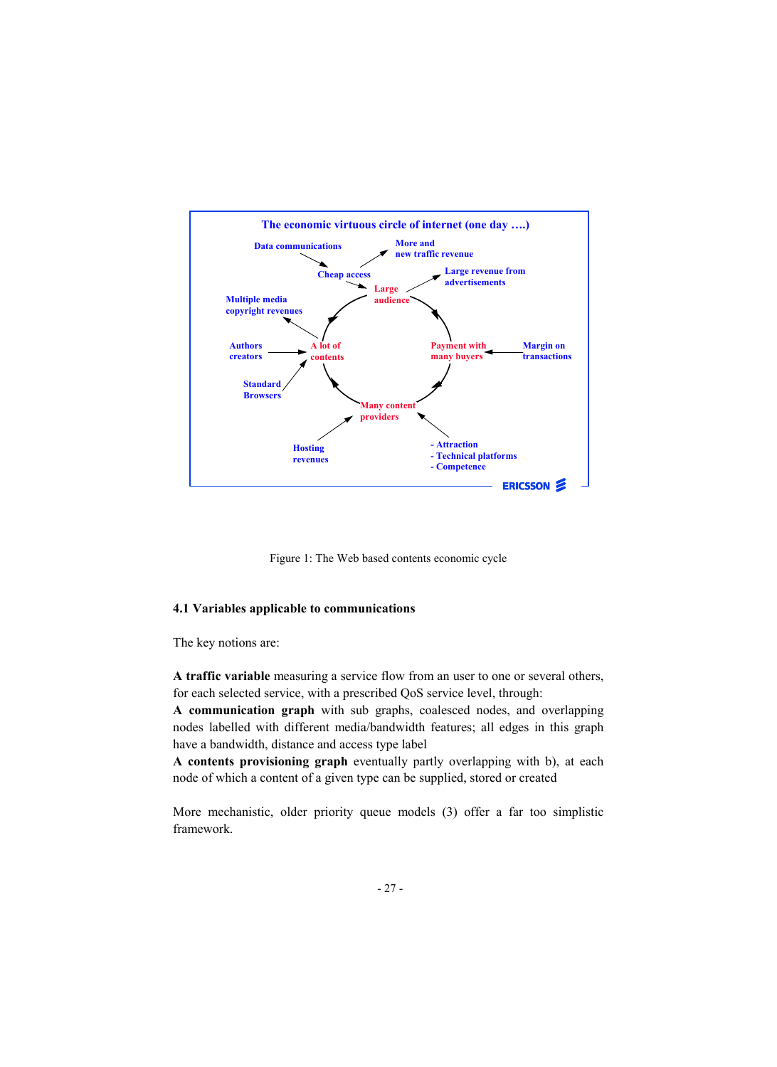The economic virtuous circle of internet (one day ….)

Data communications

More and new traffic revenue

Cheap access

Large revenue from advertisements

Large audience

Multiple media copyright revenues

Authors creators

A lot of contents

Payment with many buyers

Margin on transactions

Standard Browsers

Many content providers

Hosting revenues

- Attraction
- Technical platforms
- Competence

ERICSSON

Figure 1: The Web based contents economic cycle

### 4.1 Variables applicable to communications

The key notions are:

**A traffic variable** measuring a service flow from an user to one or several others, for each selected service, with a prescribed QoS service level, through:
**A communication graph** with sub graphs, coalesced nodes, and overlapping nodes labelled with different media/bandwidth features; all edges in this graph have a bandwidth, distance and access type label
**A contents provisioning graph** eventually partly overlapping with b), at each node of which a content of a given type can be supplied, stored or created

More mechanistic, older priority queue models (3) offer a far too simplistic framework.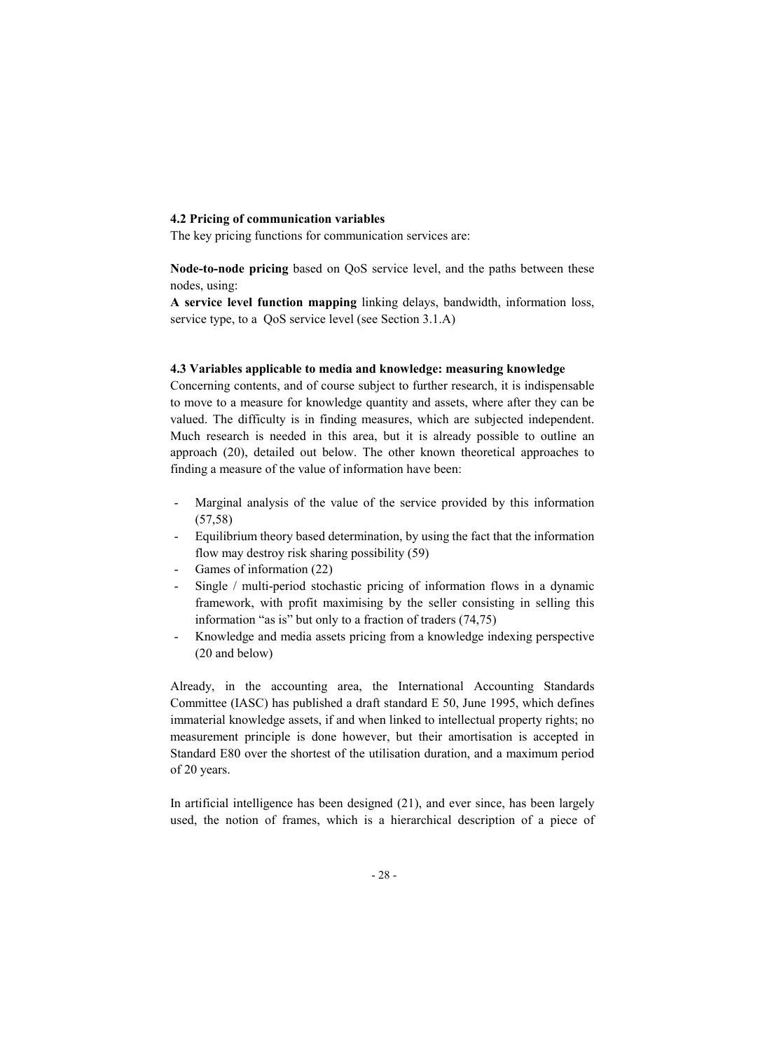### 4.2 Pricing of communication variables

The key pricing functions for communication services are:

**Node-to-node pricing** based on QoS service level, and the paths between these nodes, using:

**A service level function mapping** linking delays, bandwidth, information loss, service type, to a QoS service level (see Section 3.1.A)

### 4.3 Variables applicable to media and knowledge: measuring knowledge

Concerning contents, and of course subject to further research, it is indispensable to move to a measure for knowledge quantity and assets, where after they can be valued. The difficulty is in finding measures, which are subjected independent. Much research is needed in this area, but it is already possible to outline an approach (20), detailed out below. The other known theoretical approaches to finding a measure of the value of information have been:

- Marginal analysis of the value of the service provided by this information (57,58)
- Equilibrium theory based determination, by using the fact that the information flow may destroy risk sharing possibility (59)
- Games of information (22)
- Single / multi-period stochastic pricing of information flows in a dynamic framework, with profit maximising by the seller consisting in selling this information "as is" but only to a fraction of traders (74,75)
- Knowledge and media assets pricing from a knowledge indexing perspective (20 and below)

Already, in the accounting area, the International Accounting Standards Committee (IASC) has published a draft standard E 50, June 1995, which defines immaterial knowledge assets, if and when linked to intellectual property rights; no measurement principle is done however, but their amortisation is accepted in Standard E80 over the shortest of the utilisation duration, and a maximum period of 20 years.

In artificial intelligence has been designed (21), and ever since, has been largely used, the notion of frames, which is a hierarchical description of a piece of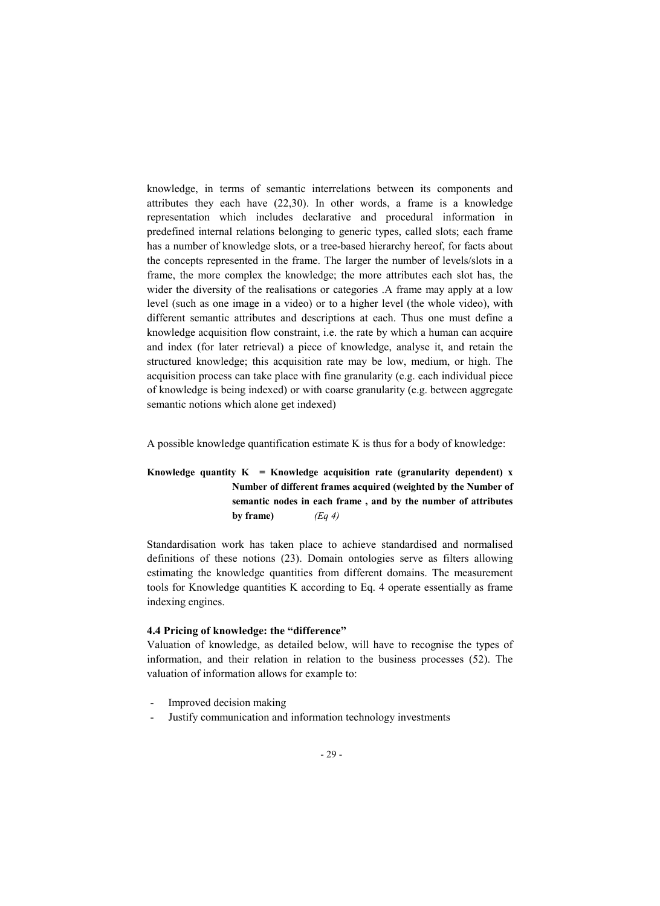knowledge, in terms of semantic interrelations between its components and attributes they each have (22,30). In other words, a frame is a knowledge representation which includes declarative and procedural information in predefined internal relations belonging to generic types, called slots; each frame has a number of knowledge slots, or a tree-based hierarchy hereof, for facts about the concepts represented in the frame. The larger the number of levels/slots in a frame, the more complex the knowledge; the more attributes each slot has, the wider the diversity of the realisations or categories .A frame may apply at a low level (such as one image in a video) or to a higher level (the whole video), with different semantic attributes and descriptions at each. Thus one must define a knowledge acquisition flow constraint, i.e. the rate by which a human can acquire and index (for later retrieval) a piece of knowledge, analyse it, and retain the structured knowledge; this acquisition rate may be low, medium, or high. The acquisition process can take place with fine granularity (e.g. each individual piece of knowledge is being indexed) or with coarse granularity (e.g. between aggregate semantic notions which alone get indexed)

A possible knowledge quantification estimate K is thus for a body of knowledge:

**Knowledge quantity K = Knowledge acquisition rate (granularity dependent) x Number of different frames acquired (weighted by the Number of semantic nodes in each frame , and by the number of attributes by frame)** *(Eq 4)*

Standardisation work has taken place to achieve standardised and normalised definitions of these notions (23). Domain ontologies serve as filters allowing estimating the knowledge quantities from different domains. The measurement tools for Knowledge quantities K according to Eq. 4 operate essentially as frame indexing engines.

### 4.4 Pricing of knowledge: the "difference"

Valuation of knowledge, as detailed below, will have to recognise the types of information, and their relation in relation to the business processes (52). The valuation of information allows for example to:

- Improved decision making
- Justify communication and information technology investments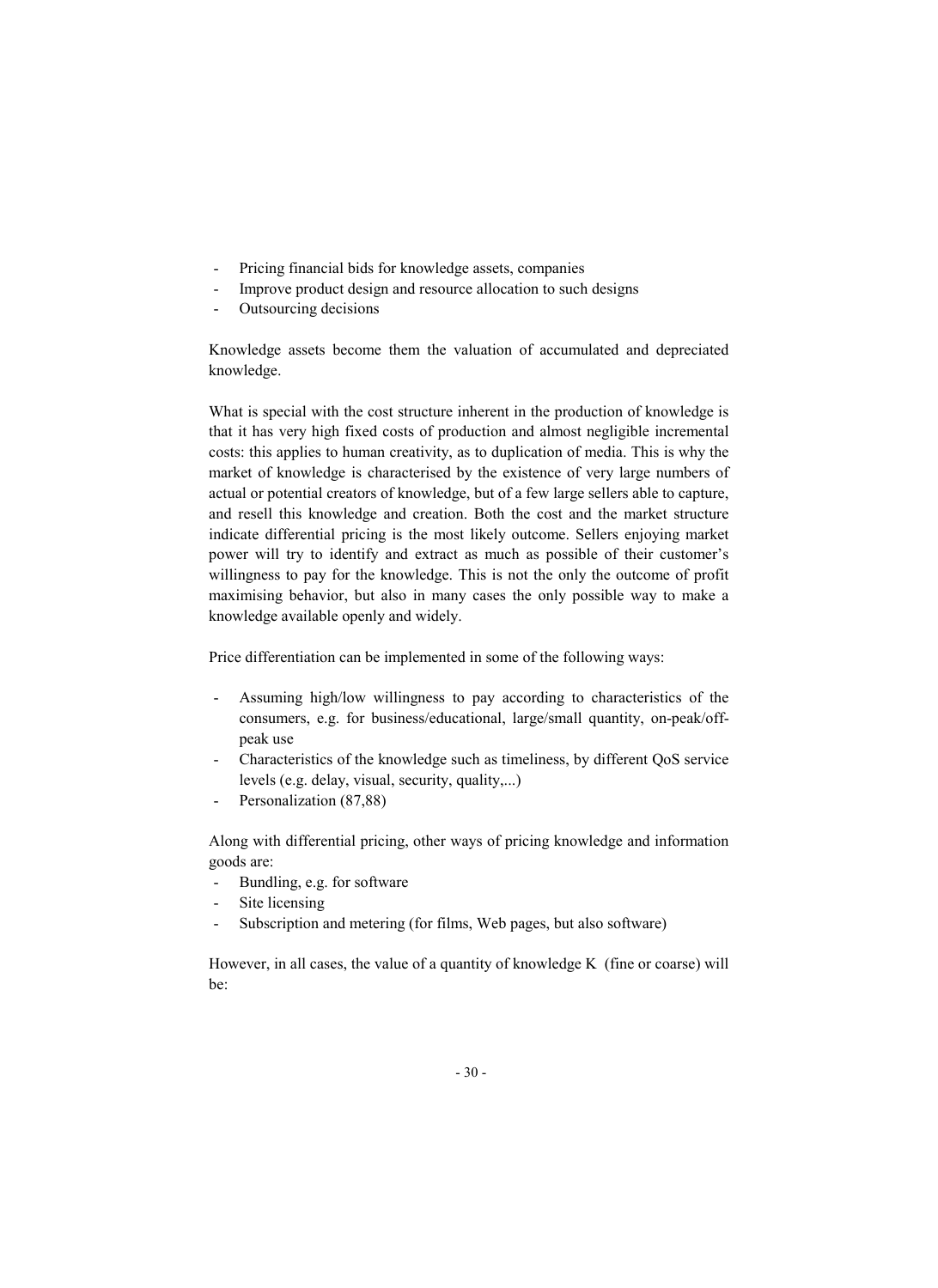- Pricing financial bids for knowledge assets, companies
- Improve product design and resource allocation to such designs
- Outsourcing decisions

Knowledge assets become them the valuation of accumulated and depreciated knowledge.

What is special with the cost structure inherent in the production of knowledge is that it has very high fixed costs of production and almost negligible incremental costs: this applies to human creativity, as to duplication of media. This is why the market of knowledge is characterised by the existence of very large numbers of actual or potential creators of knowledge, but of a few large sellers able to capture, and resell this knowledge and creation. Both the cost and the market structure indicate differential pricing is the most likely outcome. Sellers enjoying market power will try to identify and extract as much as possible of their customer's willingness to pay for the knowledge. This is not the only the outcome of profit maximising behavior, but also in many cases the only possible way to make a knowledge available openly and widely.

Price differentiation can be implemented in some of the following ways:

- Assuming high/low willingness to pay according to characteristics of the consumers, e.g. for business/educational, large/small quantity, on-peak/off-peak use
- Characteristics of the knowledge such as timeliness, by different QoS service levels (e.g. delay, visual, security, quality,...)
- Personalization (87,88)

Along with differential pricing, other ways of pricing knowledge and information goods are:

- Bundling, e.g. for software
- Site licensing
- Subscription and metering (for films, Web pages, but also software)

However, in all cases, the value of a quantity of knowledge K (fine or coarse) will be: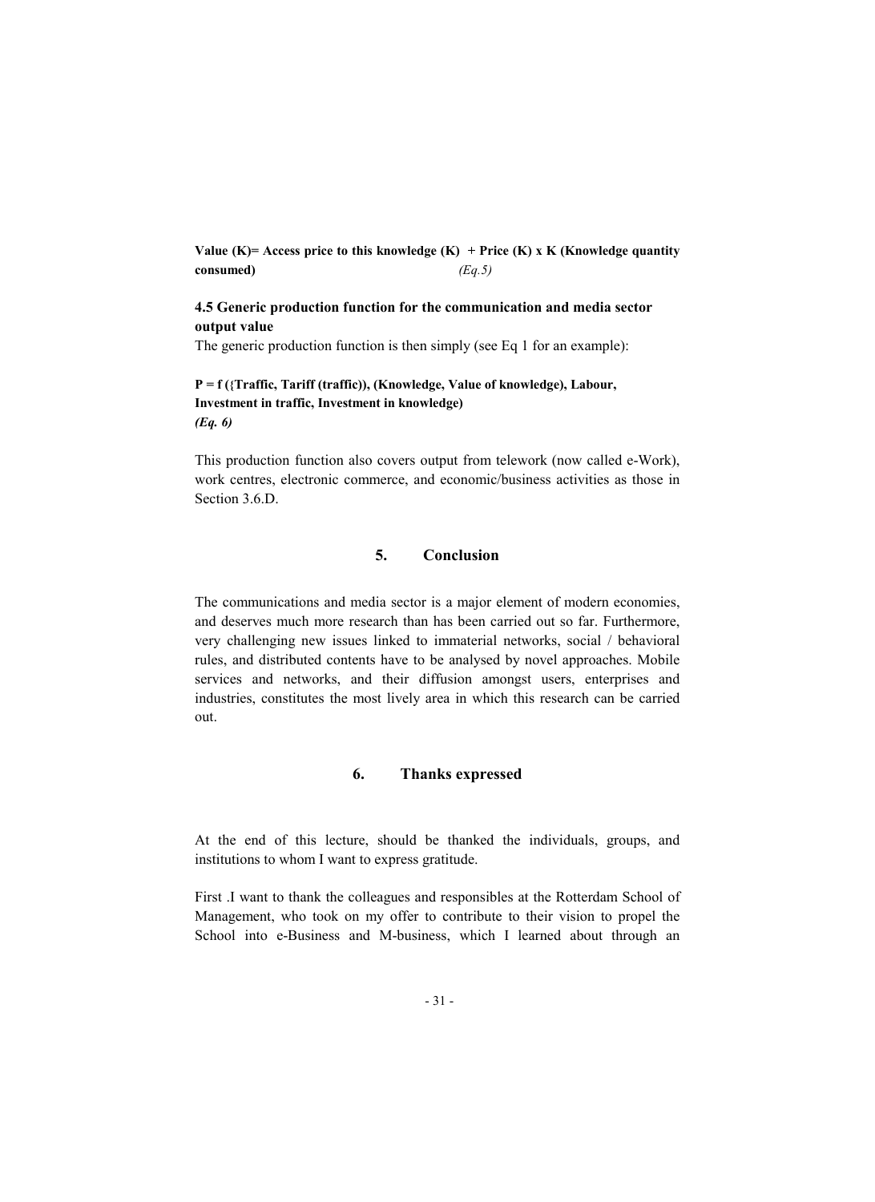**Value (K)= Access price to this knowledge (K) + Price (K) x K (Knowledge quantity consumed)** *(Eq.5)*

### 4.5 Generic production function for the communication and media sector output value

The generic production function is then simply (see Eq 1 for an example):

**P = f ({Traffic, Tariff (traffic)), (Knowledge, Value of knowledge), Labour, Investment in traffic, Investment in knowledge)**
***(Eq. 6)***

This production function also covers output from telework (now called e-Work), work centres, electronic commerce, and economic/business activities as those in Section 3.6.D.

## 5. Conclusion

The communications and media sector is a major element of modern economies, and deserves much more research than has been carried out so far. Furthermore, very challenging new issues linked to immaterial networks, social / behavioral rules, and distributed contents have to be analysed by novel approaches. Mobile services and networks, and their diffusion amongst users, enterprises and industries, constitutes the most lively area in which this research can be carried out.

## 6. Thanks expressed

At the end of this lecture, should be thanked the individuals, groups, and institutions to whom I want to express gratitude.

First .I want to thank the colleagues and responsibles at the Rotterdam School of Management, who took on my offer to contribute to their vision to propel the School into e-Business and M-business, which I learned about through an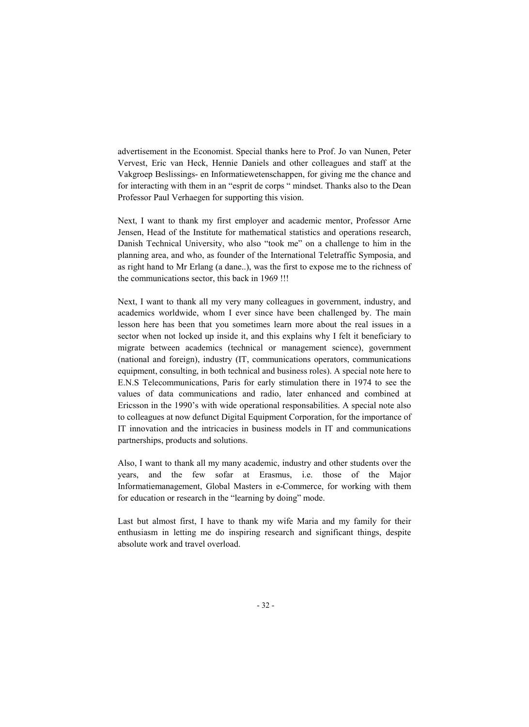advertisement in the Economist. Special thanks here to Prof. Jo van Nunen, Peter Vervest, Eric van Heck, Hennie Daniels and other colleagues and staff at the Vakgroep Beslissings- en Informatiewetenschappen, for giving me the chance and for interacting with them in an "esprit de corps " mindset. Thanks also to the Dean Professor Paul Verhaegen for supporting this vision.

Next, I want to thank my first employer and academic mentor, Professor Arne Jensen, Head of the Institute for mathematical statistics and operations research, Danish Technical University, who also "took me" on a challenge to him in the planning area, and who, as founder of the International Teletraffic Symposia, and as right hand to Mr Erlang (a dane..), was the first to expose me to the richness of the communications sector, this back in 1969 !!!

Next, I want to thank all my very many colleagues in government, industry, and academics worldwide, whom I ever since have been challenged by. The main lesson here has been that you sometimes learn more about the real issues in a sector when not locked up inside it, and this explains why I felt it beneficiary to migrate between academics (technical or management science), government (national and foreign), industry (IT, communications operators, communications equipment, consulting, in both technical and business roles). A special note here to E.N.S Telecommunications, Paris for early stimulation there in 1974 to see the values of data communications and radio, later enhanced and combined at Ericsson in the 1990's with wide operational responsabilities. A special note also to colleagues at now defunct Digital Equipment Corporation, for the importance of IT innovation and the intricacies in business models in IT and communications partnerships, products and solutions.

Also, I want to thank all my many academic, industry and other students over the years, and the few sofar at Erasmus, i.e. those of the Major Informatiemanagement, Global Masters in e-Commerce, for working with them for education or research in the "learning by doing" mode.

Last but almost first, I have to thank my wife Maria and my family for their enthusiasm in letting me do inspiring research and significant things, despite absolute work and travel overload.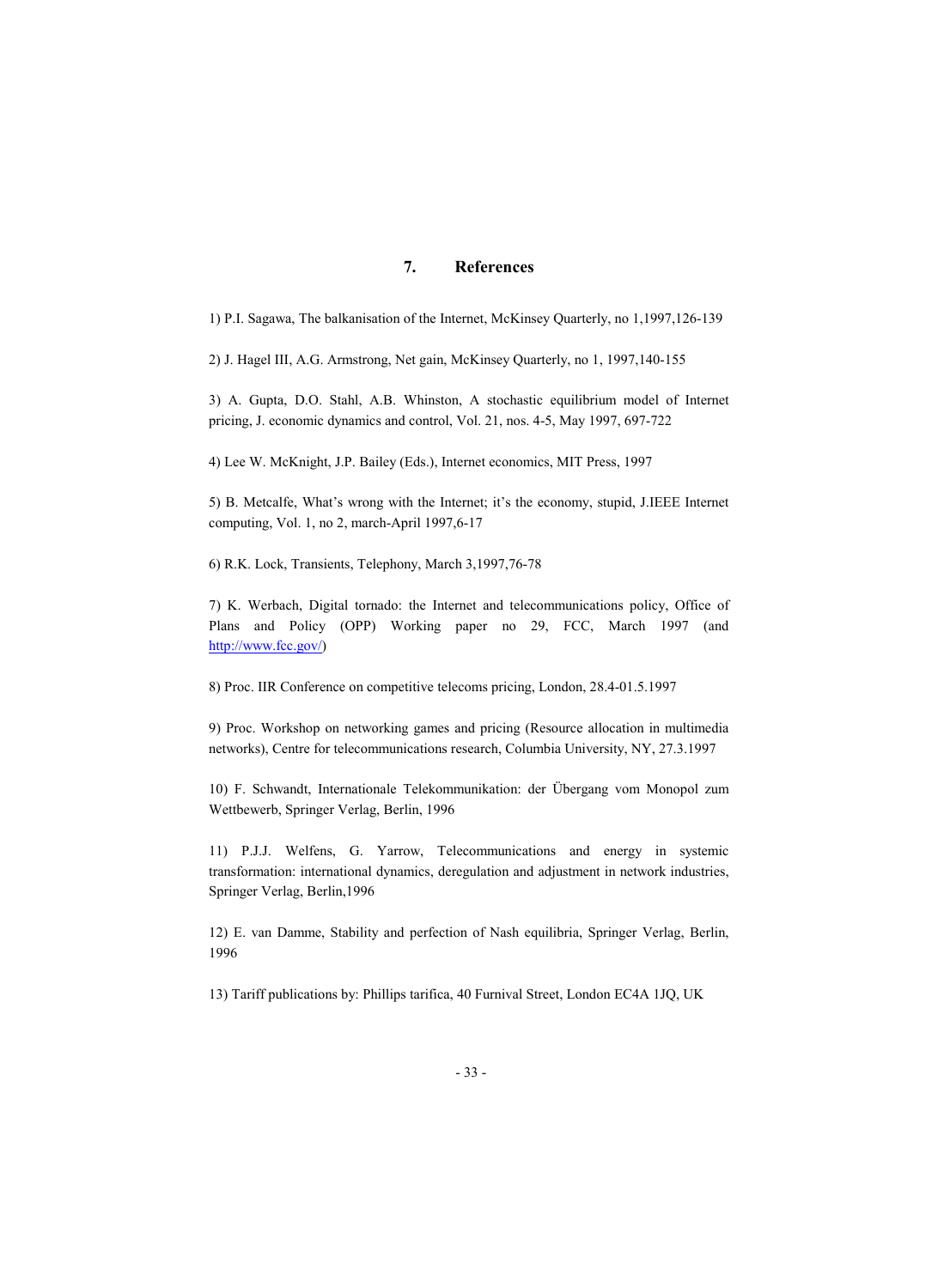# 7. References

1) P.I. Sagawa, The balkanisation of the Internet, McKinsey Quarterly, no 1,1997,126-139

2) J. Hagel III, A.G. Armstrong, Net gain, McKinsey Quarterly, no 1, 1997,140-155

3) A. Gupta, D.O. Stahl, A.B. Whinston, A stochastic equilibrium model of Internet pricing, J. economic dynamics and control, Vol. 21, nos. 4-5, May 1997, 697-722

4) Lee W. McKnight, J.P. Bailey (Eds.), Internet economics, MIT Press, 1997

5) B. Metcalfe, What's wrong with the Internet; it's the economy, stupid, J.IEEE Internet computing, Vol. 1, no 2, march-April 1997,6-17

6) R.K. Lock, Transients, Telephony, March 3,1997,76-78

7) K. Werbach, Digital tornado: the Internet and telecommunications policy, Office of Plans and Policy (OPP) Working paper no 29, FCC, March 1997 (and http://www.fcc.gov/)

8) Proc. IIR Conference on competitive telecoms pricing, London, 28.4-01.5.1997

9) Proc. Workshop on networking games and pricing (Resource allocation in multimedia networks), Centre for telecommunications research, Columbia University, NY, 27.3.1997

10) F. Schwandt, Internationale Telekommunikation: der Übergang vom Monopol zum Wettbewerb, Springer Verlag, Berlin, 1996

11) P.J.J. Welfens, G. Yarrow, Telecommunications and energy in systemic transformation: international dynamics, deregulation and adjustment in network industries, Springer Verlag, Berlin,1996

12) E. van Damme, Stability and perfection of Nash equilibria, Springer Verlag, Berlin, 1996

13) Tariff publications by: Phillips tarifica, 40 Furnival Street, London EC4A 1JQ, UK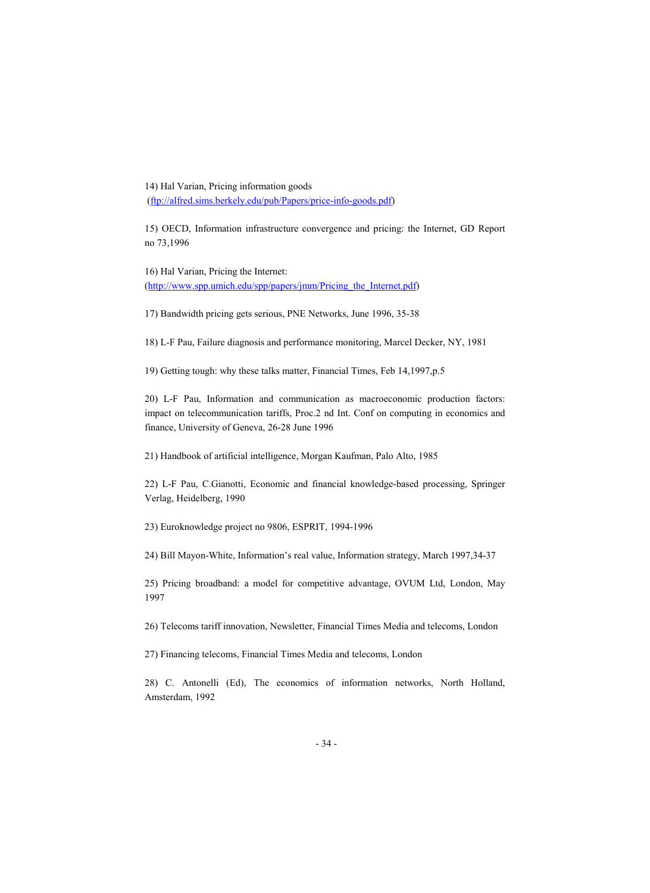14) Hal Varian, Pricing information goods (ftp://alfred.sims.berkely.edu/pub/Papers/price-info-goods.pdf)

15) OECD, Information infrastructure convergence and pricing: the Internet, GD Report no 73,1996

16) Hal Varian, Pricing the Internet: (http://www.spp.umich.edu/spp/papers/jmm/Pricing_the_Internet.pdf)

17) Bandwidth pricing gets serious, PNE Networks, June 1996, 35-38

18) L-F Pau, Failure diagnosis and performance monitoring, Marcel Decker, NY, 1981

19) Getting tough: why these talks matter, Financial Times, Feb 14,1997,p.5

20) L-F Pau, Information and communication as macroeconomic production factors: impact on telecommunication tariffs, Proc.2 nd Int. Conf on computing in economics and finance, University of Geneva, 26-28 June 1996

21) Handbook of artificial intelligence, Morgan Kaufman, Palo Alto, 1985

22) L-F Pau, C.Gianotti, Economic and financial knowledge-based processing, Springer Verlag, Heidelberg, 1990

23) Euroknowledge project no 9806, ESPRIT, 1994-1996

24) Bill Mayon-White, Information's real value, Information strategy, March 1997,34-37

25) Pricing broadband: a model for competitive advantage, OVUM Ltd, London, May 1997

26) Telecoms tariff innovation, Newsletter, Financial Times Media and telecoms, London

27) Financing telecoms, Financial Times Media and telecoms, London

28) C. Antonelli (Ed), The economics of information networks, North Holland, Amsterdam, 1992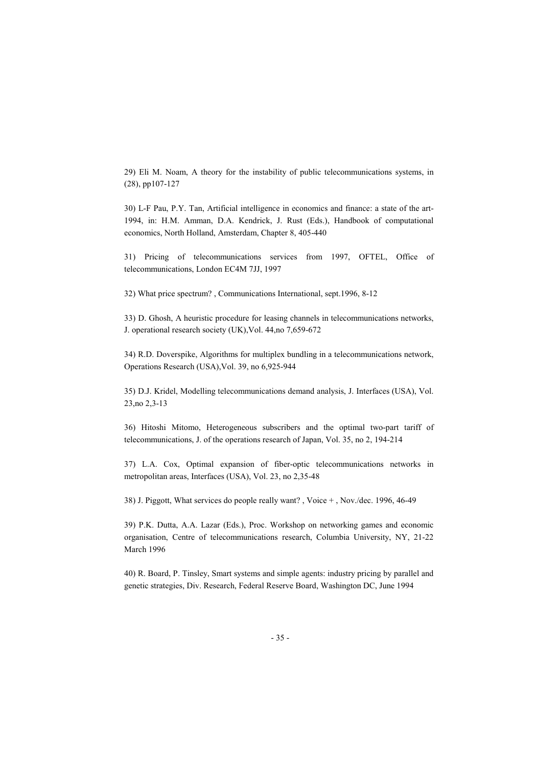29) Eli M. Noam, A theory for the instability of public telecommunications systems, in (28), pp107-127

30) L-F Pau, P.Y. Tan, Artificial intelligence in economics and finance: a state of the art-1994, in: H.M. Amman, D.A. Kendrick, J. Rust (Eds.), Handbook of computational economics, North Holland, Amsterdam, Chapter 8, 405-440

31) Pricing of telecommunications services from 1997, OFTEL, Office of telecommunications, London EC4M 7JJ, 1997

32) What price spectrum? , Communications International, sept.1996, 8-12

33) D. Ghosh, A heuristic procedure for leasing channels in telecommunications networks, J. operational research society (UK),Vol. 44,no 7,659-672

34) R.D. Doverspike, Algorithms for multiplex bundling in a telecommunications network, Operations Research (USA),Vol. 39, no 6,925-944

35) D.J. Kridel, Modelling telecommunications demand analysis, J. Interfaces (USA), Vol. 23,no 2,3-13

36) Hitoshi Mitomo, Heterogeneous subscribers and the optimal two-part tariff of telecommunications, J. of the operations research of Japan, Vol. 35, no 2, 194-214

37) L.A. Cox, Optimal expansion of fiber-optic telecommunications networks in metropolitan areas, Interfaces (USA), Vol. 23, no 2,35-48

38) J. Piggott, What services do people really want? , Voice + , Nov./dec. 1996, 46-49

39) P.K. Dutta, A.A. Lazar (Eds.), Proc. Workshop on networking games and economic organisation, Centre of telecommunications research, Columbia University, NY, 21-22 March 1996

40) R. Board, P. Tinsley, Smart systems and simple agents: industry pricing by parallel and genetic strategies, Div. Research, Federal Reserve Board, Washington DC, June 1994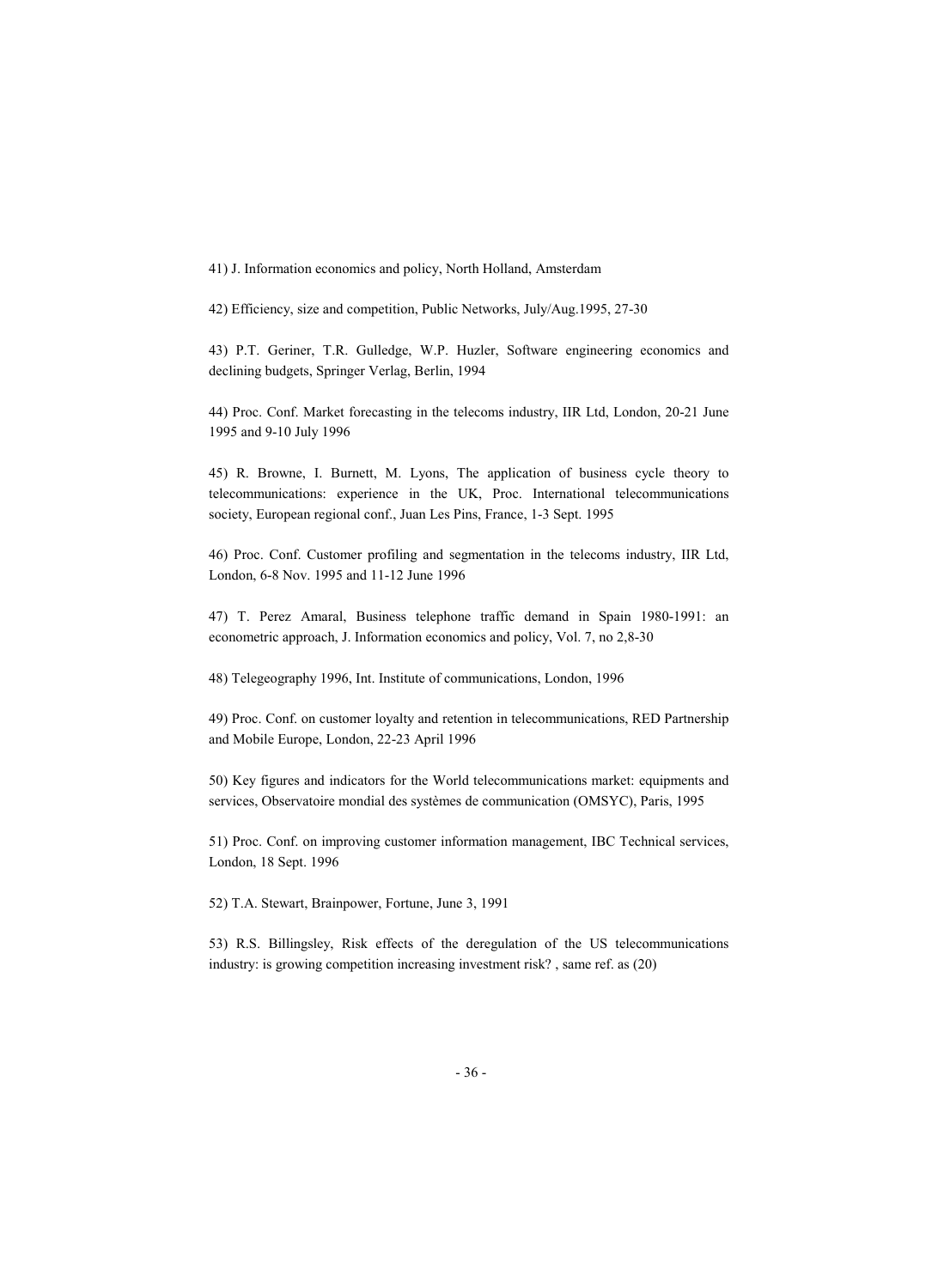41) J. Information economics and policy, North Holland, Amsterdam

42) Efficiency, size and competition, Public Networks, July/Aug.1995, 27-30

43) P.T. Geriner, T.R. Gulledge, W.P. Huzler, Software engineering economics and declining budgets, Springer Verlag, Berlin, 1994

44) Proc. Conf. Market forecasting in the telecoms industry, IIR Ltd, London, 20-21 June 1995 and 9-10 July 1996

45) R. Browne, I. Burnett, M. Lyons, The application of business cycle theory to telecommunications: experience in the UK, Proc. International telecommunications society, European regional conf., Juan Les Pins, France, 1-3 Sept. 1995

46) Proc. Conf. Customer profiling and segmentation in the telecoms industry, IIR Ltd, London, 6-8 Nov. 1995 and 11-12 June 1996

47) T. Perez Amaral, Business telephone traffic demand in Spain 1980-1991: an econometric approach, J. Information economics and policy, Vol. 7, no 2,8-30

48) Telegeography 1996, Int. Institute of communications, London, 1996

49) Proc. Conf. on customer loyalty and retention in telecommunications, RED Partnership and Mobile Europe, London, 22-23 April 1996

50) Key figures and indicators for the World telecommunications market: equipments and services, Observatoire mondial des systèmes de communication (OMSYC), Paris, 1995

51) Proc. Conf. on improving customer information management, IBC Technical services, London, 18 Sept. 1996

52) T.A. Stewart, Brainpower, Fortune, June 3, 1991

53) R.S. Billingsley, Risk effects of the deregulation of the US telecommunications industry: is growing competition increasing investment risk? , same ref. as (20)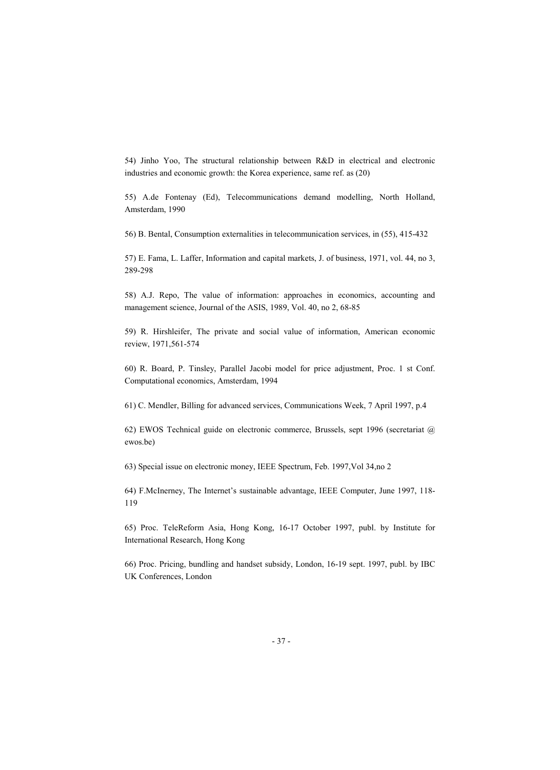54) Jinho Yoo, The structural relationship between R&D in electrical and electronic industries and economic growth: the Korea experience, same ref. as (20)

55) A.de Fontenay (Ed), Telecommunications demand modelling, North Holland, Amsterdam, 1990

56) B. Bental, Consumption externalities in telecommunication services, in (55), 415-432

57) E. Fama, L. Laffer, Information and capital markets, J. of business, 1971, vol. 44, no 3, 289-298

58) A.J. Repo, The value of information: approaches in economics, accounting and management science, Journal of the ASIS, 1989, Vol. 40, no 2, 68-85

59) R. Hirshleifer, The private and social value of information, American economic review, 1971,561-574

60) R. Board, P. Tinsley, Parallel Jacobi model for price adjustment, Proc. 1 st Conf. Computational economics, Amsterdam, 1994

61) C. Mendler, Billing for advanced services, Communications Week, 7 April 1997, p.4

62) EWOS Technical guide on electronic commerce, Brussels, sept 1996 (secretariat @ ewos.be)

63) Special issue on electronic money, IEEE Spectrum, Feb. 1997,Vol 34,no 2

64) F.McInerney, The Internet's sustainable advantage, IEEE Computer, June 1997, 118-119

65) Proc. TeleReform Asia, Hong Kong, 16-17 October 1997, publ. by Institute for International Research, Hong Kong

66) Proc. Pricing, bundling and handset subsidy, London, 16-19 sept. 1997, publ. by IBC UK Conferences, London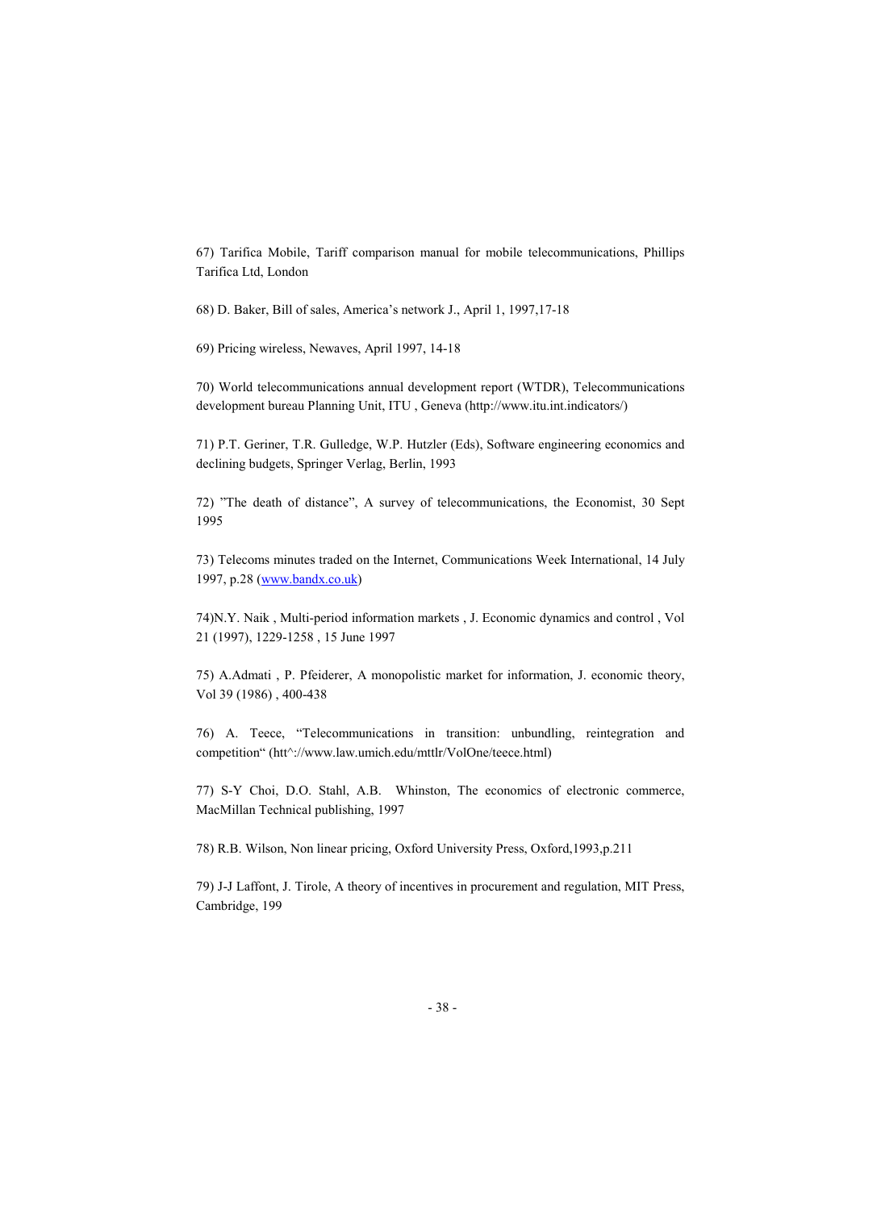67) Tarifica Mobile, Tariff comparison manual for mobile telecommunications, Phillips Tarifica Ltd, London

68) D. Baker, Bill of sales, America's network J., April 1, 1997,17-18

69) Pricing wireless, Newaves, April 1997, 14-18

70) World telecommunications annual development report (WTDR), Telecommunications development bureau Planning Unit, ITU , Geneva (http://www.itu.int.indicators/)

71) P.T. Geriner, T.R. Gulledge, W.P. Hutzler (Eds), Software engineering economics and declining budgets, Springer Verlag, Berlin, 1993

72) "The death of distance", A survey of telecommunications, the Economist, 30 Sept 1995

73) Telecoms minutes traded on the Internet, Communications Week International, 14 July 1997, p.28 (www.bandx.co.uk)

74)N.Y. Naik , Multi-period information markets , J. Economic dynamics and control , Vol 21 (1997), 1229-1258 , 15 June 1997

75) A.Admati , P. Pfeiderer, A monopolistic market for information, J. economic theory, Vol 39 (1986) , 400-438

76) A. Teece, "Telecommunications in transition: unbundling, reintegration and competition" (htt^://www.law.umich.edu/mttlr/VolOne/teece.html)

77) S-Y Choi, D.O. Stahl, A.B. Whinston, The economics of electronic commerce, MacMillan Technical publishing, 1997

78) R.B. Wilson, Non linear pricing, Oxford University Press, Oxford,1993,p.211

79) J-J Laffont, J. Tirole, A theory of incentives in procurement and regulation, MIT Press, Cambridge, 199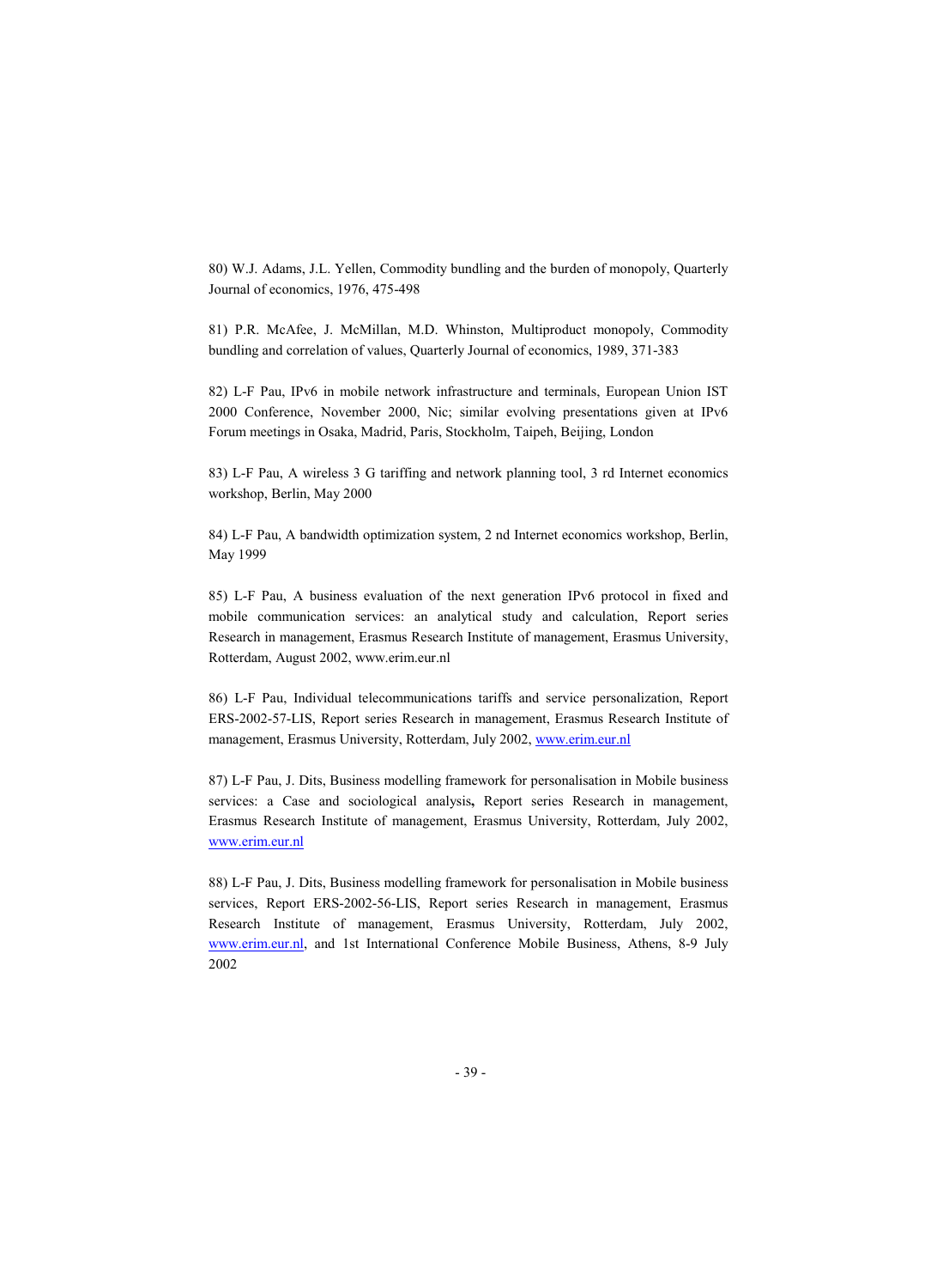80) W.J. Adams, J.L. Yellen, Commodity bundling and the burden of monopoly, Quarterly Journal of economics, 1976, 475-498

81) P.R. McAfee, J. McMillan, M.D. Whinston, Multiproduct monopoly, Commodity bundling and correlation of values, Quarterly Journal of economics, 1989, 371-383

82) L-F Pau, IPv6 in mobile network infrastructure and terminals, European Union IST 2000 Conference, November 2000, Nic; similar evolving presentations given at IPv6 Forum meetings in Osaka, Madrid, Paris, Stockholm, Taipeh, Beijing, London

83) L-F Pau, A wireless 3 G tariffing and network planning tool, 3 rd Internet economics workshop, Berlin, May 2000

84) L-F Pau, A bandwidth optimization system, 2 nd Internet economics workshop, Berlin, May 1999

85) L-F Pau, A business evaluation of the next generation IPv6 protocol in fixed and mobile communication services: an analytical study and calculation, Report series Research in management, Erasmus Research Institute of management, Erasmus University, Rotterdam, August 2002, www.erim.eur.nl

86) L-F Pau, Individual telecommunications tariffs and service personalization, Report ERS-2002-57-LIS, Report series Research in management, Erasmus Research Institute of management, Erasmus University, Rotterdam, July 2002, www.erim.eur.nl

87) L-F Pau, J. Dits, Business modelling framework for personalisation in Mobile business services: a Case and sociological analysis**,** Report series Research in management, Erasmus Research Institute of management, Erasmus University, Rotterdam, July 2002, www.erim.eur.nl

88) L-F Pau, J. Dits, Business modelling framework for personalisation in Mobile business services, Report ERS-2002-56-LIS, Report series Research in management, Erasmus Research Institute of management, Erasmus University, Rotterdam, July 2002, www.erim.eur.nl, and 1st International Conference Mobile Business, Athens, 8-9 July 2002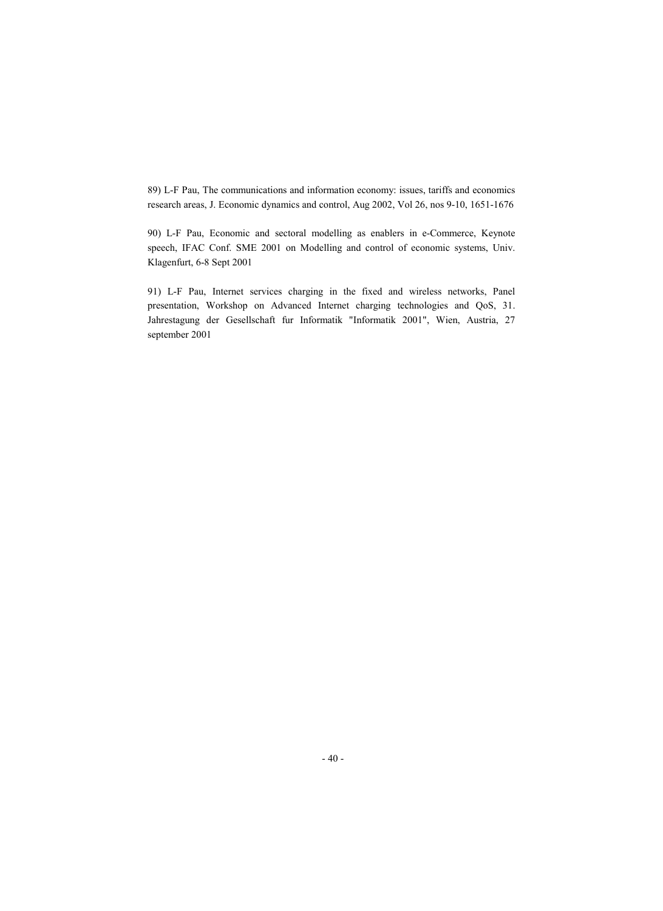89) L-F Pau, The communications and information economy: issues, tariffs and economics research areas, J. Economic dynamics and control, Aug 2002, Vol 26, nos 9-10, 1651-1676

90) L-F Pau, Economic and sectoral modelling as enablers in e-Commerce, Keynote speech, IFAC Conf. SME 2001 on Modelling and control of economic systems, Univ. Klagenfurt, 6-8 Sept 2001

91) L-F Pau, Internet services charging in the fixed and wireless networks, Panel presentation, Workshop on Advanced Internet charging technologies and QoS, 31. Jahrestagung der Gesellschaft fur Informatik "Informatik 2001", Wien, Austria, 27 september 2001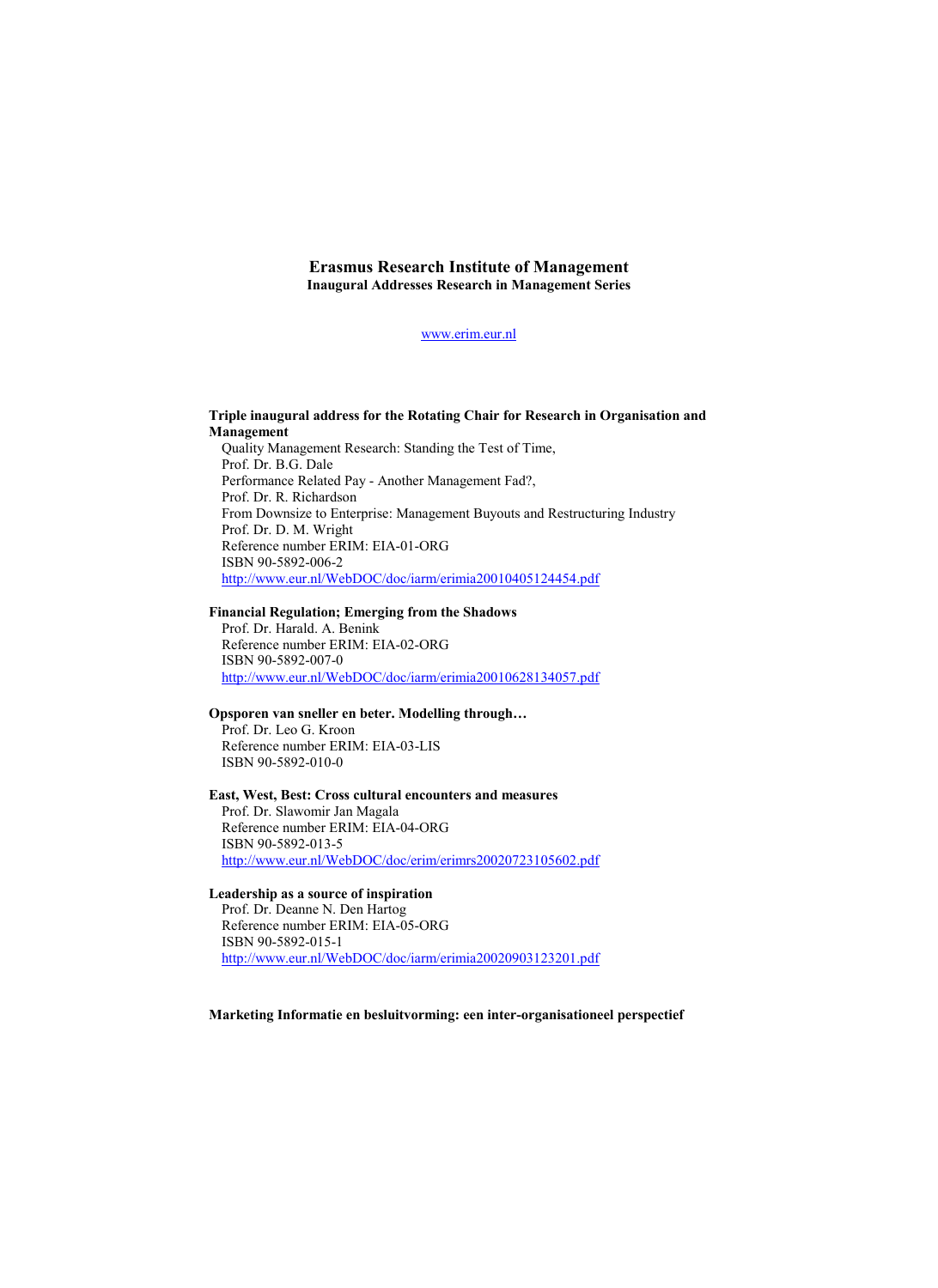# Erasmus Research Institute of Management

**Inaugural Addresses Research in Management Series**

www.erim.eur.nl

**Triple inaugural address for the Rotating Chair for Research in Organisation and Management**

Quality Management Research: Standing the Test of Time,
Prof. Dr. B.G. Dale
Performance Related Pay - Another Management Fad?,
Prof. Dr. R. Richardson
From Downsize to Enterprise: Management Buyouts and Restructuring Industry
Prof. Dr. D. M. Wright
Reference number ERIM: EIA-01-ORG
ISBN 90-5892-006-2
http://www.eur.nl/WebDOC/doc/iarm/erimia20010405124454.pdf

**Financial Regulation; Emerging from the Shadows**

Prof. Dr. Harald. A. Benink
Reference number ERIM: EIA-02-ORG
ISBN 90-5892-007-0
http://www.eur.nl/WebDOC/doc/iarm/erimia20010628134057.pdf

**Opsporen van sneller en beter. Modelling through…**

Prof. Dr. Leo G. Kroon
Reference number ERIM: EIA-03-LIS
ISBN 90-5892-010-0

**East, West, Best: Cross cultural encounters and measures**

Prof. Dr. Slawomir Jan Magala
Reference number ERIM: EIA-04-ORG
ISBN 90-5892-013-5
http://www.eur.nl/WebDOC/doc/erim/erimrs20020723105602.pdf

**Leadership as a source of inspiration**

Prof. Dr. Deanne N. Den Hartog
Reference number ERIM: EIA-05-ORG
ISBN 90-5892-015-1
http://www.eur.nl/WebDOC/doc/iarm/erimia20020903123201.pdf

**Marketing Informatie en besluitvorming: een inter-organisationeel perspectief**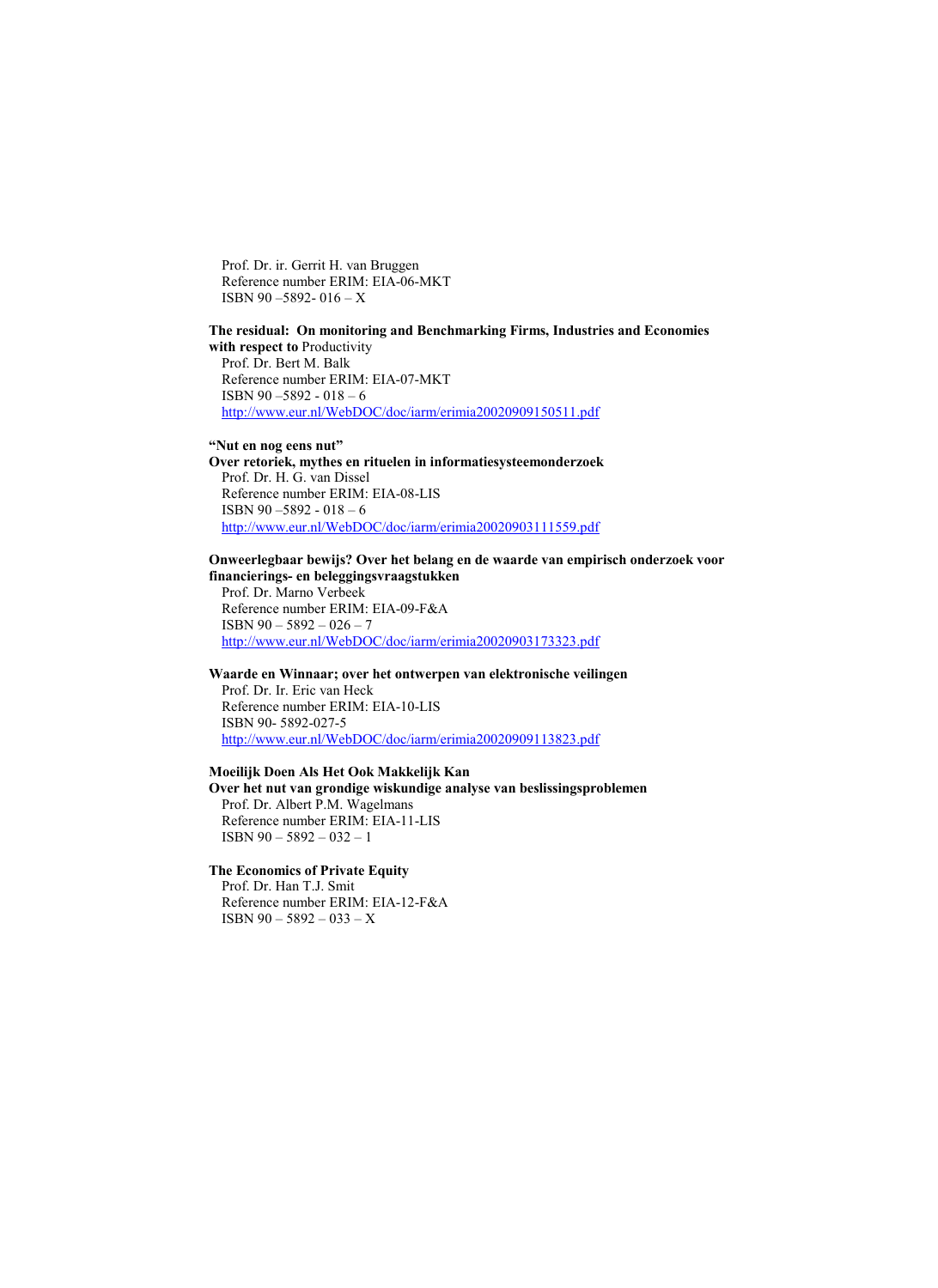Prof. Dr. ir. Gerrit H. van Bruggen  
Reference number ERIM: EIA-06-MKT  
ISBN 90 –5892- 016 – X

**The residual: On monitoring and Benchmarking Firms, Industries and Economies with respect to** Productivity  
Prof. Dr. Bert M. Balk  
Reference number ERIM: EIA-07-MKT  
ISBN 90 –5892 - 018 – 6  
http://www.eur.nl/WebDOC/doc/iarm/erimia20020909150511.pdf

**"Nut en nog eens nut"**  
**Over retoriek, mythes en rituelen in informatiesysteemonderzoek**  
Prof. Dr. H. G. van Dissel  
Reference number ERIM: EIA-08-LIS  
ISBN 90 –5892 - 018 – 6  
http://www.eur.nl/WebDOC/doc/iarm/erimia20020903111559.pdf

**Onweerlegbaar bewijs? Over het belang en de waarde van empirisch onderzoek voor financierings- en beleggingsvraagstukken**  
Prof. Dr. Marno Verbeek  
Reference number ERIM: EIA-09-F&A  
ISBN 90 – 5892 – 026 – 7  
http://www.eur.nl/WebDOC/doc/iarm/erimia20020903173323.pdf

**Waarde en Winnaar; over het ontwerpen van elektronische veilingen**  
Prof. Dr. Ir. Eric van Heck  
Reference number ERIM: EIA-10-LIS  
ISBN 90- 5892-027-5  
http://www.eur.nl/WebDOC/doc/iarm/erimia20020909113823.pdf

**Moeilijk Doen Als Het Ook Makkelijk Kan**  
**Over het nut van grondige wiskundige analyse van beslissingsproblemen**  
Prof. Dr. Albert P.M. Wagelmans  
Reference number ERIM: EIA-11-LIS  
ISBN 90 – 5892 – 032 – 1

**The Economics of Private Equity**  
Prof. Dr. Han T.J. Smit  
Reference number ERIM: EIA-12-F&A  
ISBN 90 – 5892 – 033 – X